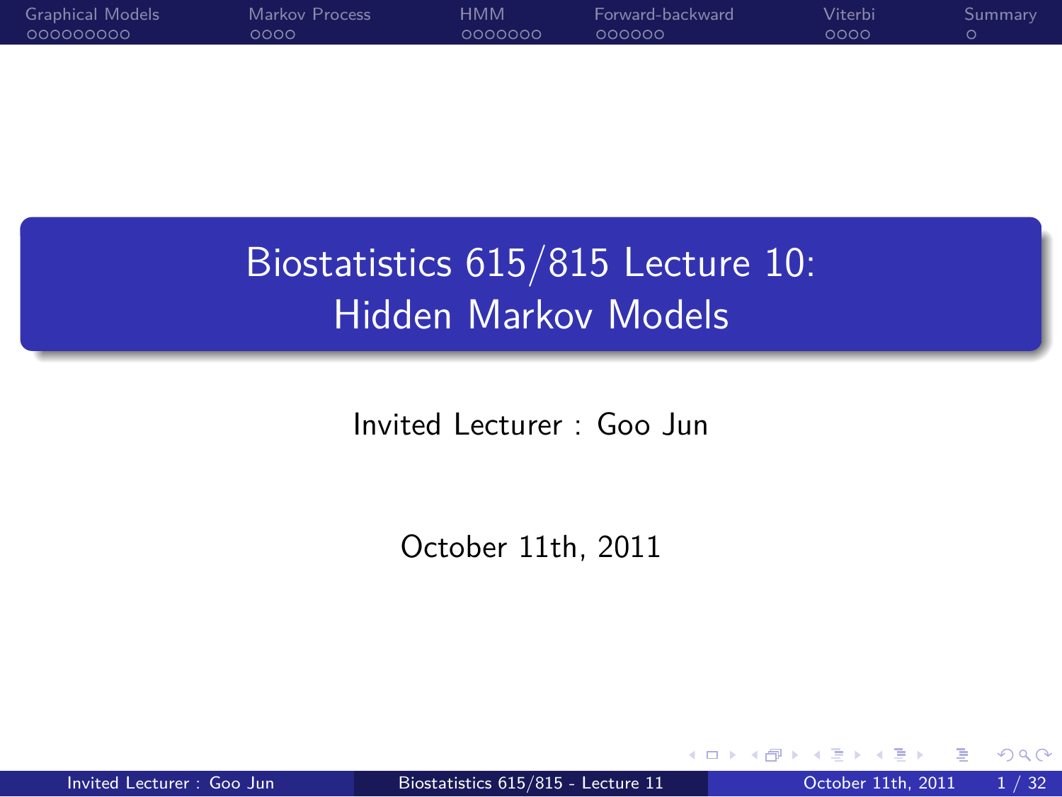# Biostatistics 615/815 Lecture 10: Hidden Markov Models

Invited Lecturer : Goo Jun

October 11th, 2011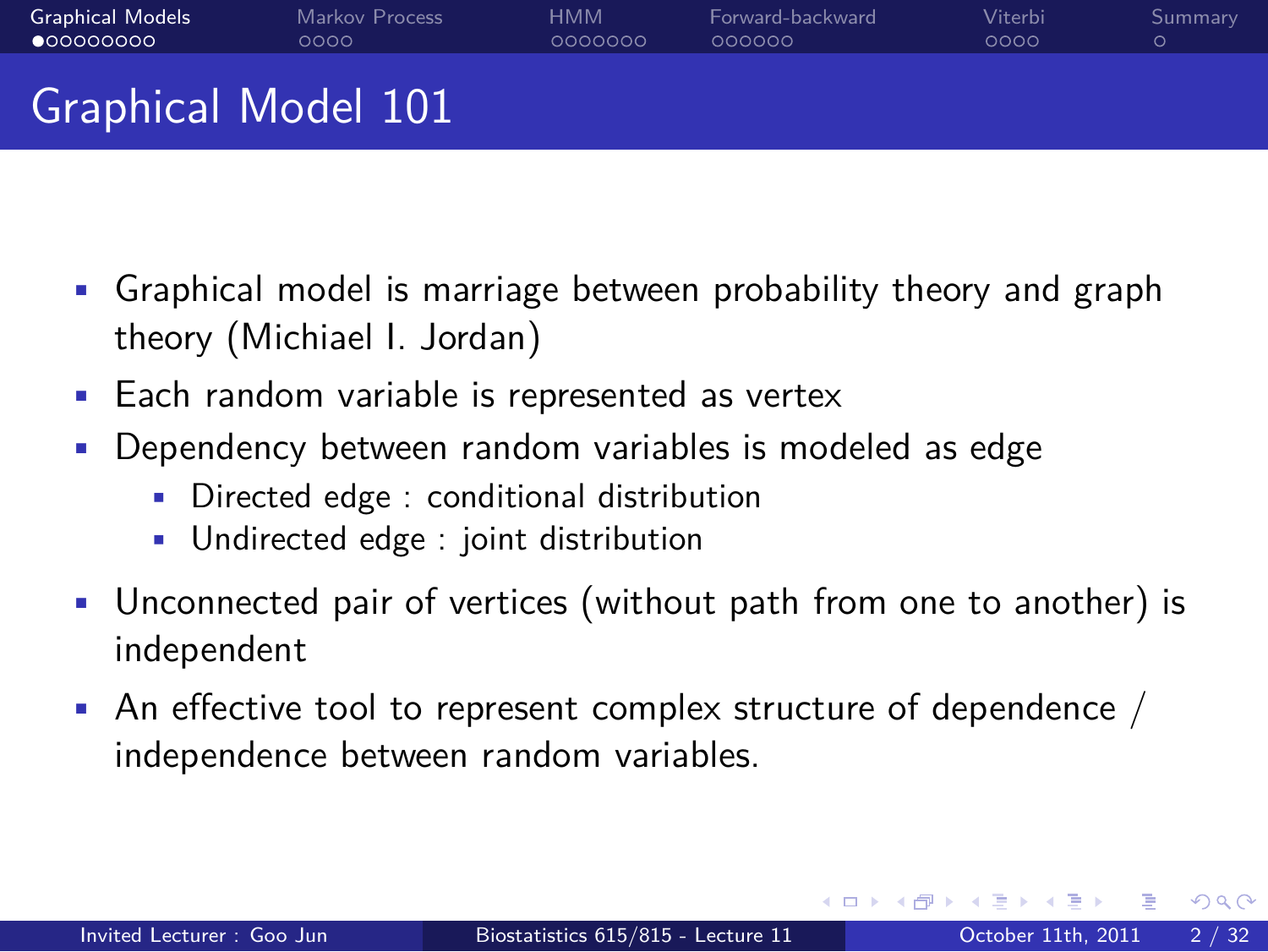# Graphical Model 101

- Graphical model is marriage between probability theory and graph theory (Michiael I. Jordan)
- Each random variable is represented as vertex
- Dependency between random variables is modeled as edge
  - Directed edge : conditional distribution
  - Undirected edge : joint distribution
- Unconnected pair of vertices (without path from one to another) is independent
- An effective tool to represent complex structure of dependence / independence between random variables.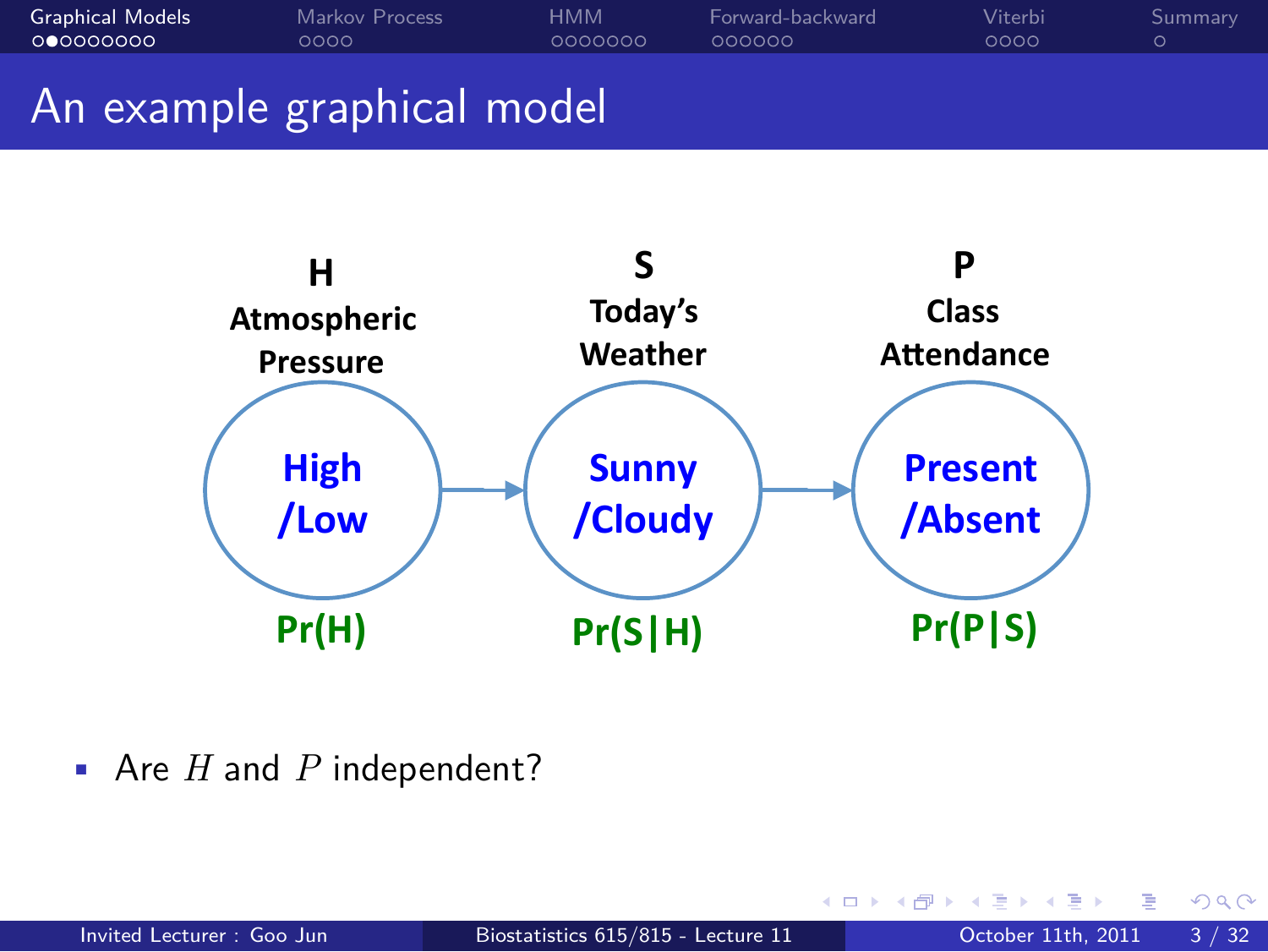# An example graphical model

**H** — Atmospheric Pressure: High/Low — $\Pr(H)$

**S** — Today's Weather: Sunny/Cloudy — $\Pr(S|H)$

**P** — Class Attendance: Present/Absent — $\Pr(P|S)$

H → S → P

- Are $H$ and $P$ independent?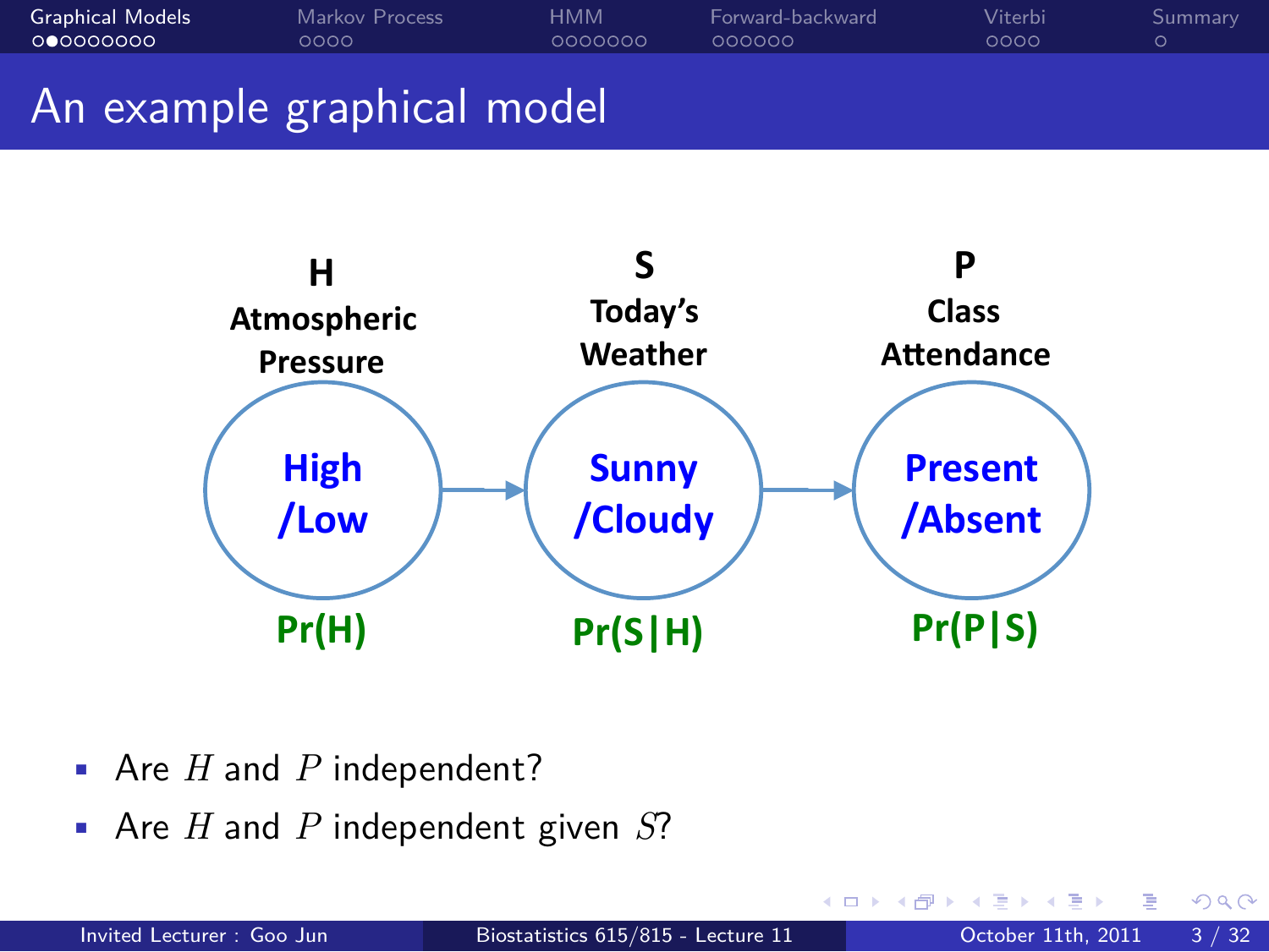# An example graphical model

**H** — Atmospheric Pressure: High/Low — $\Pr(H)$

**S** — Today's Weather: Sunny/Cloudy — $\Pr(S|H)$

**P** — Class Attendance: Present/Absent — $\Pr(P|S)$

H → S → P

- Are $H$ and $P$ independent?
- Are $H$ and $P$ independent given $S$?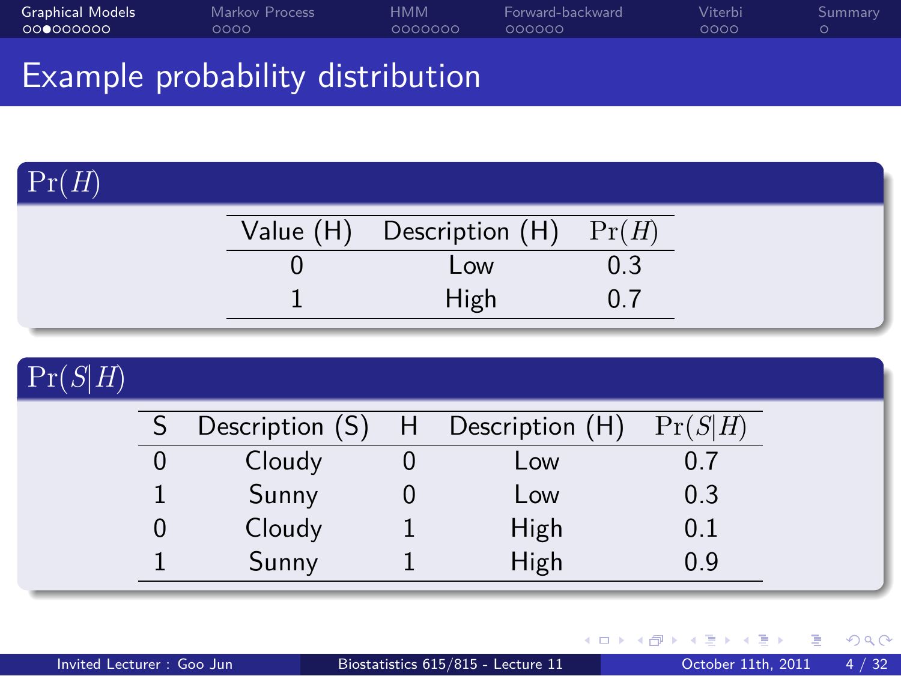# Example probability distribution

## $\Pr(H)$

| Value (H) | Description (H) | $\Pr(H)$ |
|---|---|---|
| 0 | Low | 0.3 |
| 1 | High | 0.7 |

## $\Pr(S|H)$

| S | Description (S) | H | Description (H) | $\Pr(S|H)$ |
|---|---|---|---|---|
| 0 | Cloudy | 0 | Low | 0.7 |
| 1 | Sunny | 0 | Low | 0.3 |
| 0 | Cloudy | 1 | High | 0.1 |
| 1 | Sunny | 1 | High | 0.9 |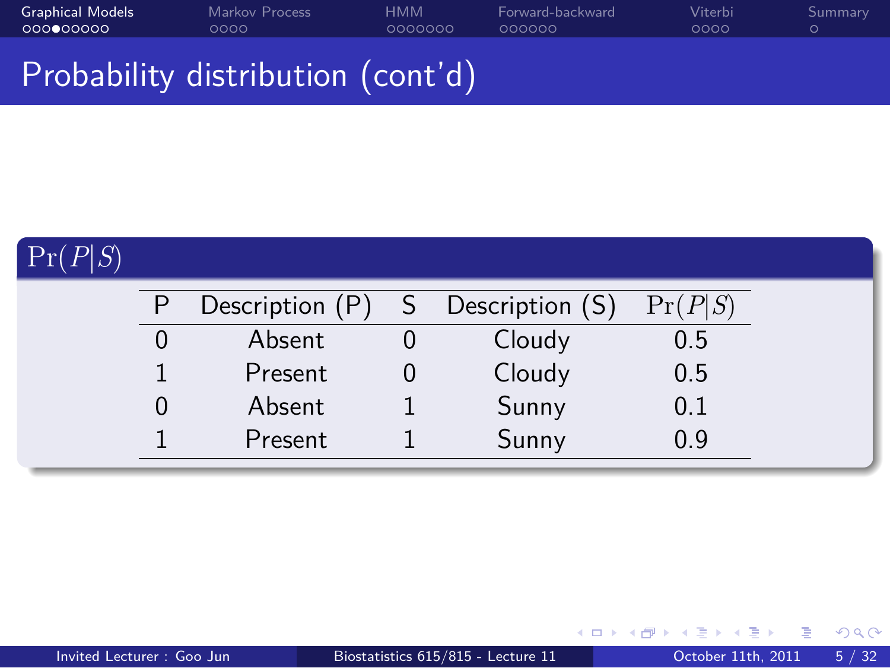# Probability distribution (cont'd)

## $\Pr(P|S)$

| P | Description (P) | S | Description (S) | $\Pr(P\|S)$ |
|---|---|---|---|---|
| 0 | Absent | 0 | Cloudy | 0.5 |
| 1 | Present | 0 | Cloudy | 0.5 |
| 0 | Absent | 1 | Sunny | 0.1 |
| 1 | Present | 1 | Sunny | 0.9 |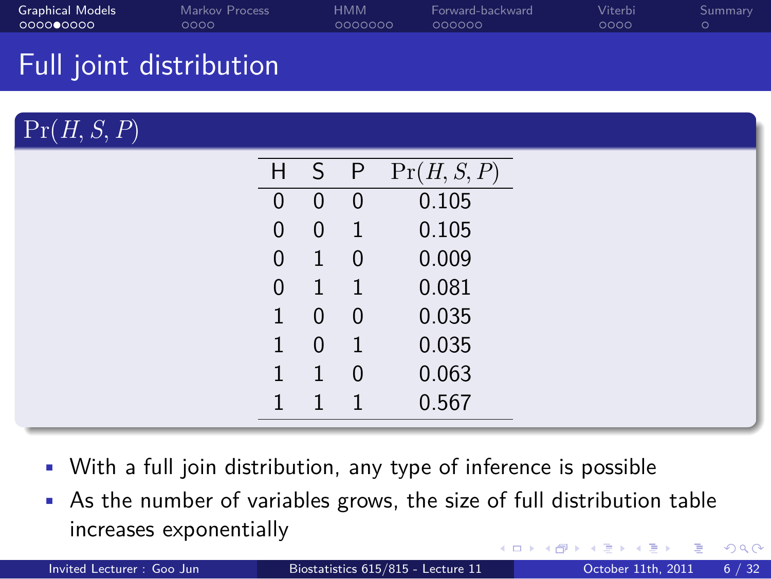# Full joint distribution

## $\Pr(H, S, P)$

| H | S | P | $\Pr(H, S, P)$ |
|---|---|---|---|
| 0 | 0 | 0 | 0.105 |
| 0 | 0 | 1 | 0.105 |
| 0 | 1 | 0 | 0.009 |
| 0 | 1 | 1 | 0.081 |
| 1 | 0 | 0 | 0.035 |
| 1 | 0 | 1 | 0.035 |
| 1 | 1 | 0 | 0.063 |
| 1 | 1 | 1 | 0.567 |

- With a full join distribution, any type of inference is possible
- As the number of variables grows, the size of full distribution table increases exponentially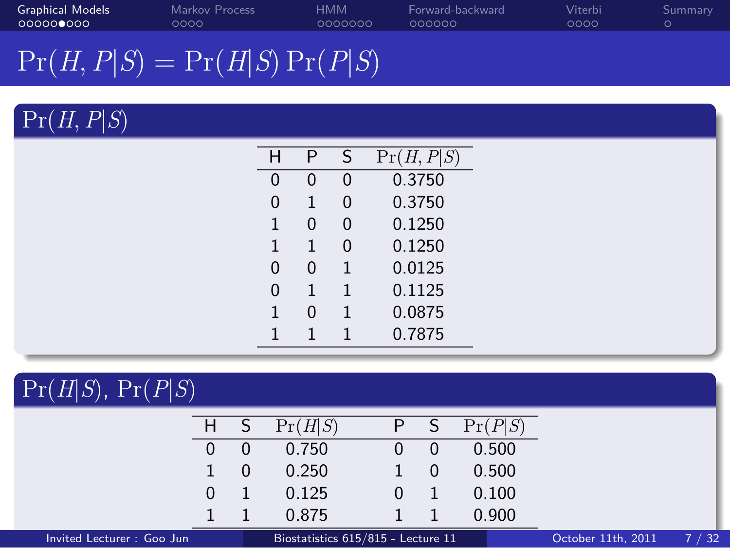# $\Pr(H, P|S) = \Pr(H|S)\Pr(P|S)$

## $\Pr(H, P|S)$

| H | P | S | $\Pr(H, P\|S)$ |
|---|---|---|---|
| 0 | 0 | 0 | 0.3750 |
| 0 | 1 | 0 | 0.3750 |
| 1 | 0 | 0 | 0.1250 |
| 1 | 1 | 0 | 0.1250 |
| 0 | 0 | 1 | 0.0125 |
| 0 | 1 | 1 | 0.1125 |
| 1 | 0 | 1 | 0.0875 |
| 1 | 1 | 1 | 0.7875 |

## $\Pr(H|S)$, $\Pr(P|S)$

| H | S | $\Pr(H\|S)$ | P | S | $\Pr(P\|S)$ |
|---|---|---|---|---|---|
| 0 | 0 | 0.750 | 0 | 0 | 0.500 |
| 1 | 0 | 0.250 | 1 | 0 | 0.500 |
| 0 | 1 | 0.125 | 0 | 1 | 0.100 |
| 1 | 1 | 0.875 | 1 | 1 | 0.900 |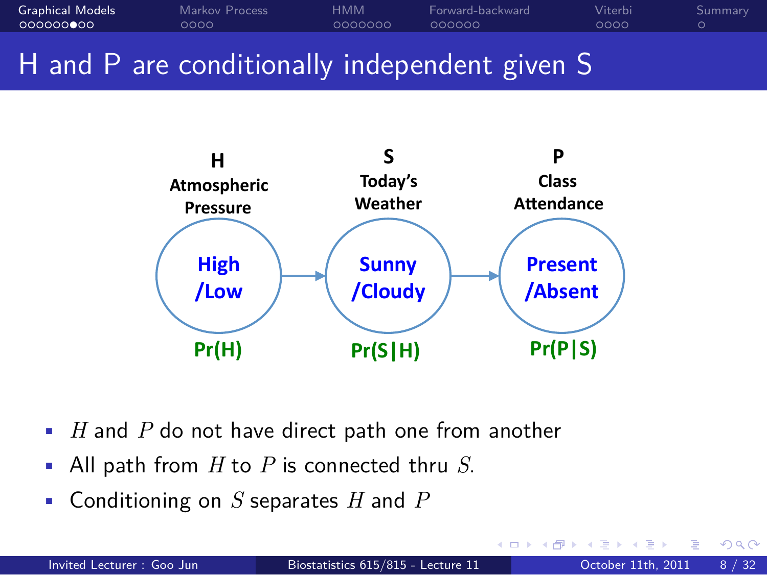# H and P are conditionally independent given S

**H**
**Atmospheric Pressure**
High/Low
Pr(H)

**S**
**Today's Weather**
Sunny/Cloudy
Pr(S|H)

**P**
**Class Attendance**
Present/Absent
Pr(P|S)

- $H$ and $P$ do not have direct path one from another
- All path from $H$ to $P$ is connected thru $S$.
- Conditioning on $S$ separates $H$ and $P$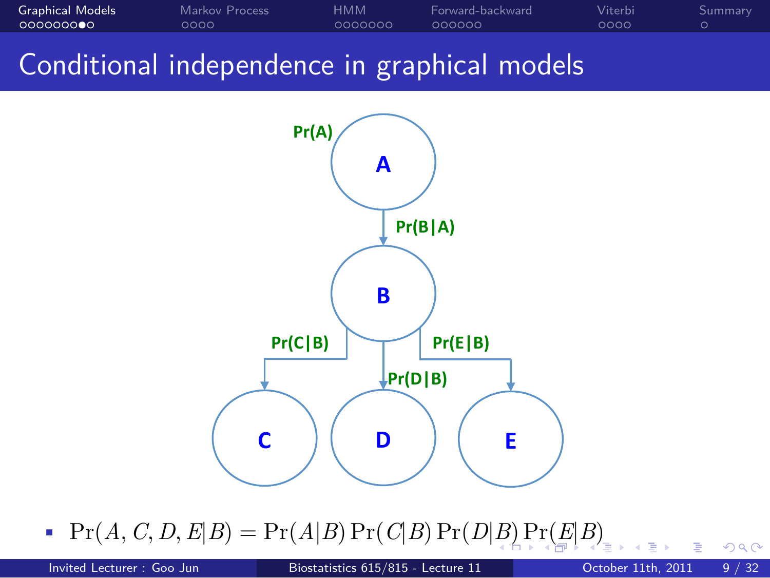# Conditional independence in graphical models

Pr(A)

**A**

Pr(B|A)

**B**

Pr(C|B) Pr(D|B) Pr(E|B)

**C** **D** **E**

- $\Pr(A, C, D, E|B) = \Pr(A|B)\Pr(C|B)\Pr(D|B)\Pr(E|B)$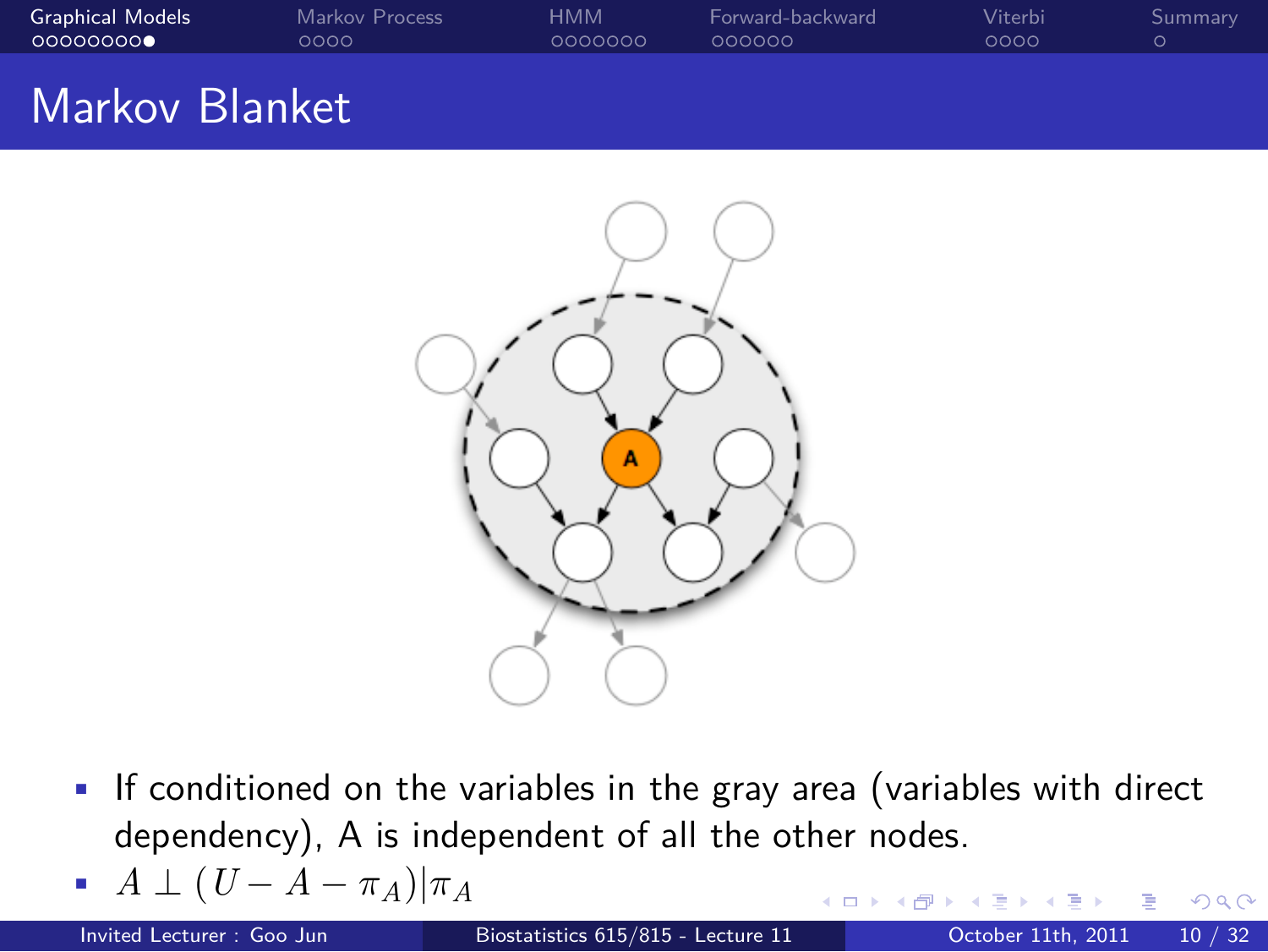# Markov Blanket

- If conditioned on the variables in the gray area (variables with direct dependency), A is independent of all the other nodes.
- $A \perp (U - A - \pi_A) | \pi_A$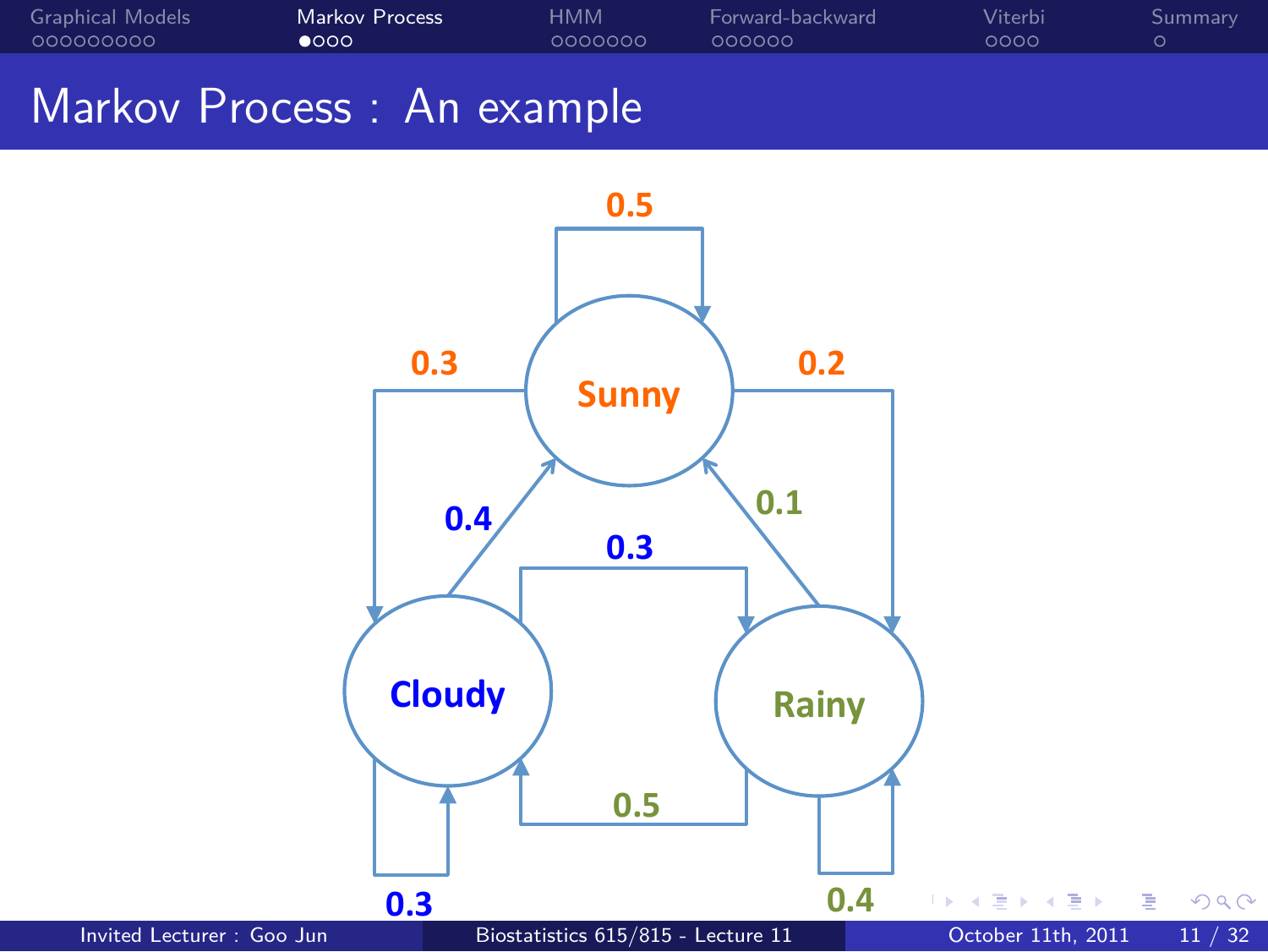# Markov Process : An example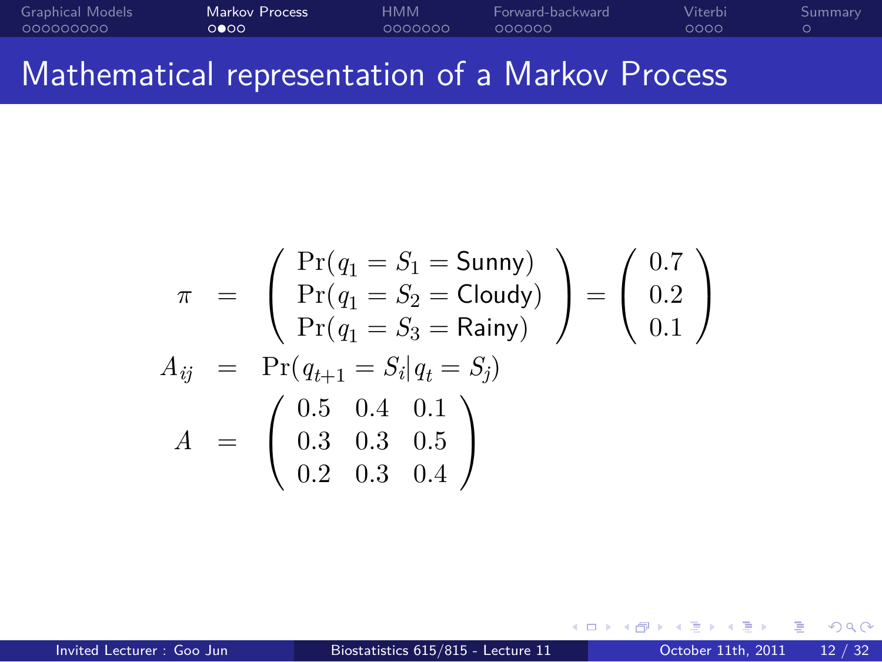# Mathematical representation of a Markov Process

$$
\pi = \begin{pmatrix} \Pr(q_1 = S_1 = \text{Sunny}) \\ \Pr(q_1 = S_2 = \text{Cloudy}) \\ \Pr(q_1 = S_3 = \text{Rainy}) \end{pmatrix} = \begin{pmatrix} 0.7 \\ 0.2 \\ 0.1 \end{pmatrix}
$$

$$
A_{ij} = \Pr(q_{t+1} = S_i | q_t = S_j)
$$

$$
A = \begin{pmatrix} 0.5 & 0.4 & 0.1 \\ 0.3 & 0.3 & 0.5 \\ 0.2 & 0.3 & 0.4 \end{pmatrix}
$$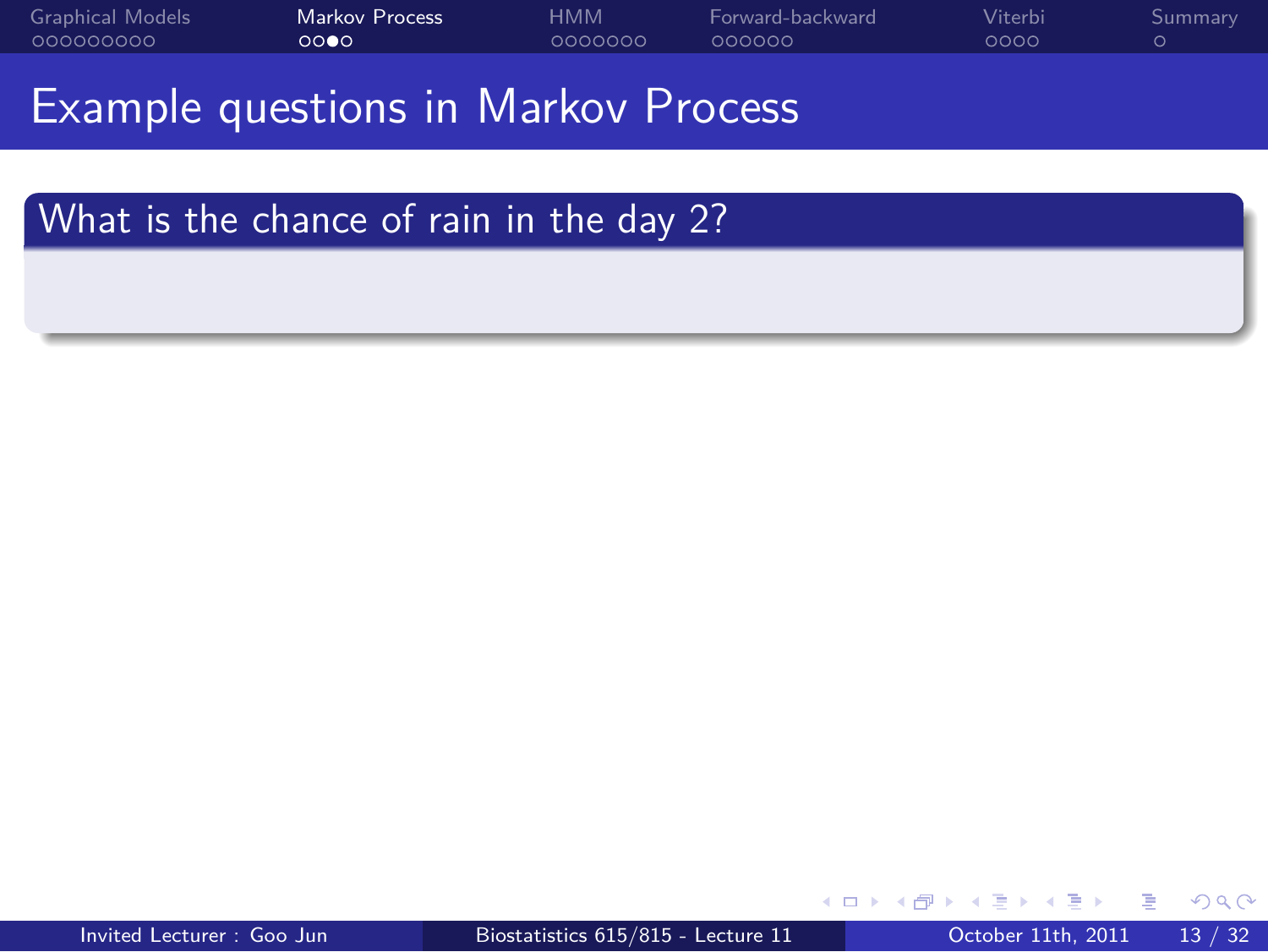# Example questions in Markov Process

## What is the chance of rain in the day 2?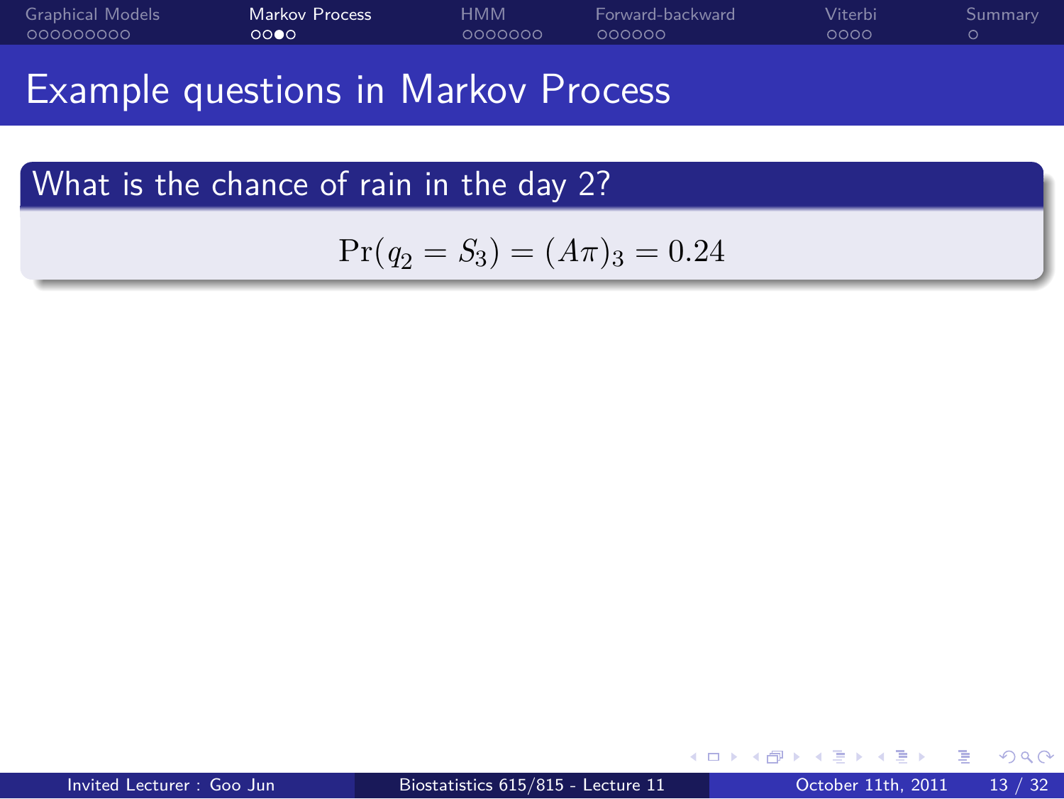# Example questions in Markov Process

## What is the chance of rain in the day 2?

$$\Pr(q_2 = S_3) = (A\pi)_3 = 0.24$$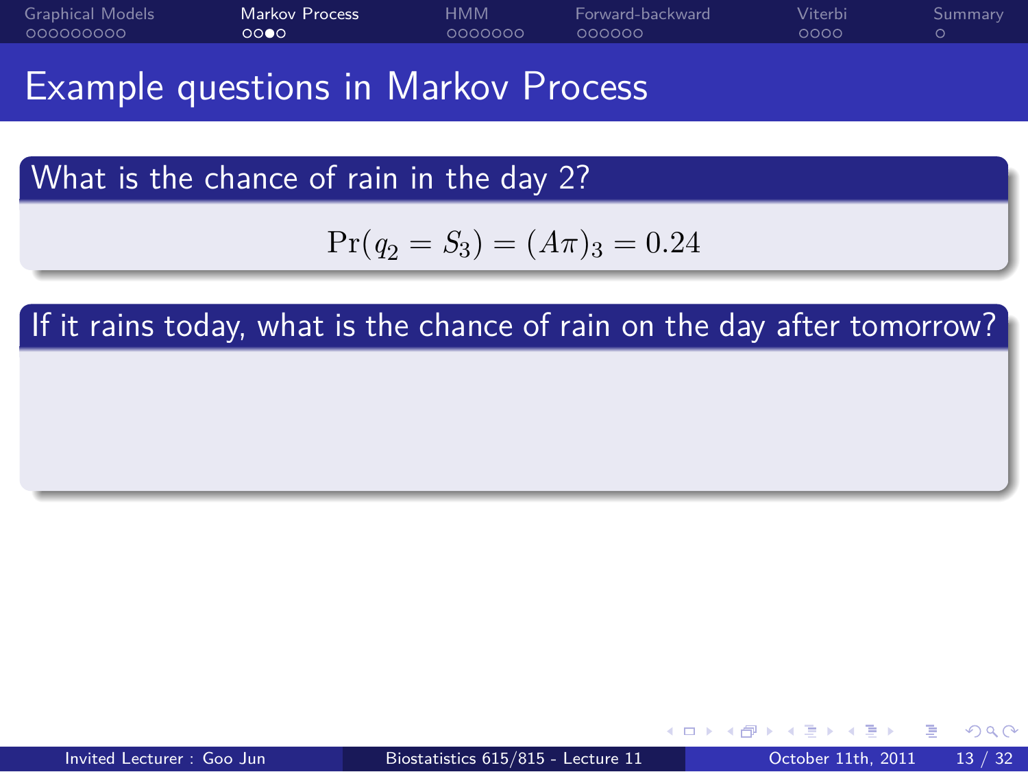# Example questions in Markov Process

## What is the chance of rain in the day 2?

$$\Pr(q_2 = S_3) = (A\pi)_3 = 0.24$$

## If it rains today, what is the chance of rain on the day after tomorrow?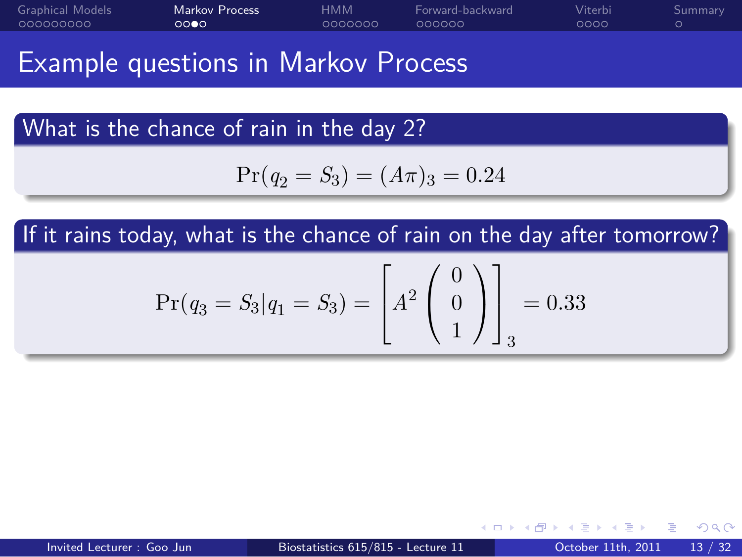# Example questions in Markov Process

## What is the chance of rain in the day 2?

$$\Pr(q_2 = S_3) = (A\pi)_3 = 0.24$$

## If it rains today, what is the chance of rain on the day after tomorrow?

$$\Pr(q_3 = S_3 | q_1 = S_3) = \left[ A^2 \begin{pmatrix} 0 \\ 0 \\ 1 \end{pmatrix} \right]_3 = 0.33$$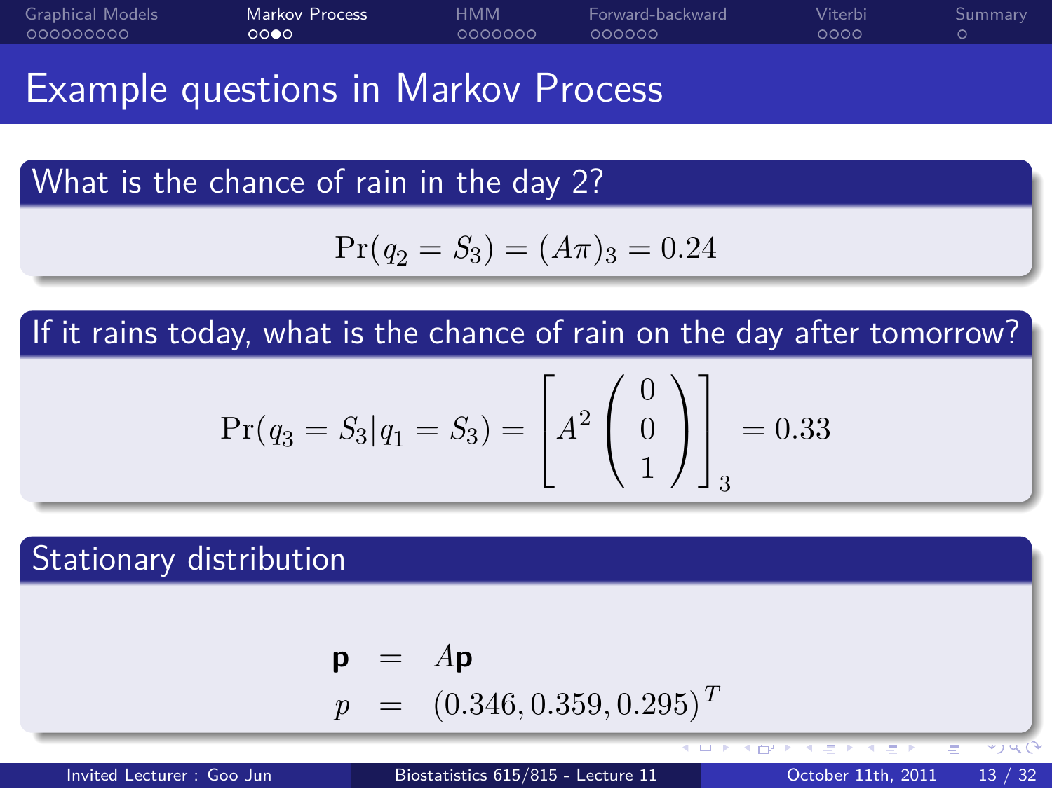# Example questions in Markov Process

## What is the chance of rain in the day 2?

$$\Pr(q_2 = S_3) = (A\pi)_3 = 0.24$$

## If it rains today, what is the chance of rain on the day after tomorrow?

$$\Pr(q_3 = S_3 | q_1 = S_3) = \left[ A^2 \begin{pmatrix} 0 \\ 0 \\ 1 \end{pmatrix} \right]_3 = 0.33$$

## Stationary distribution

$$\begin{aligned} \mathbf{p} &= A\mathbf{p} \\ p &= (0.346, 0.359, 0.295)^T \end{aligned}$$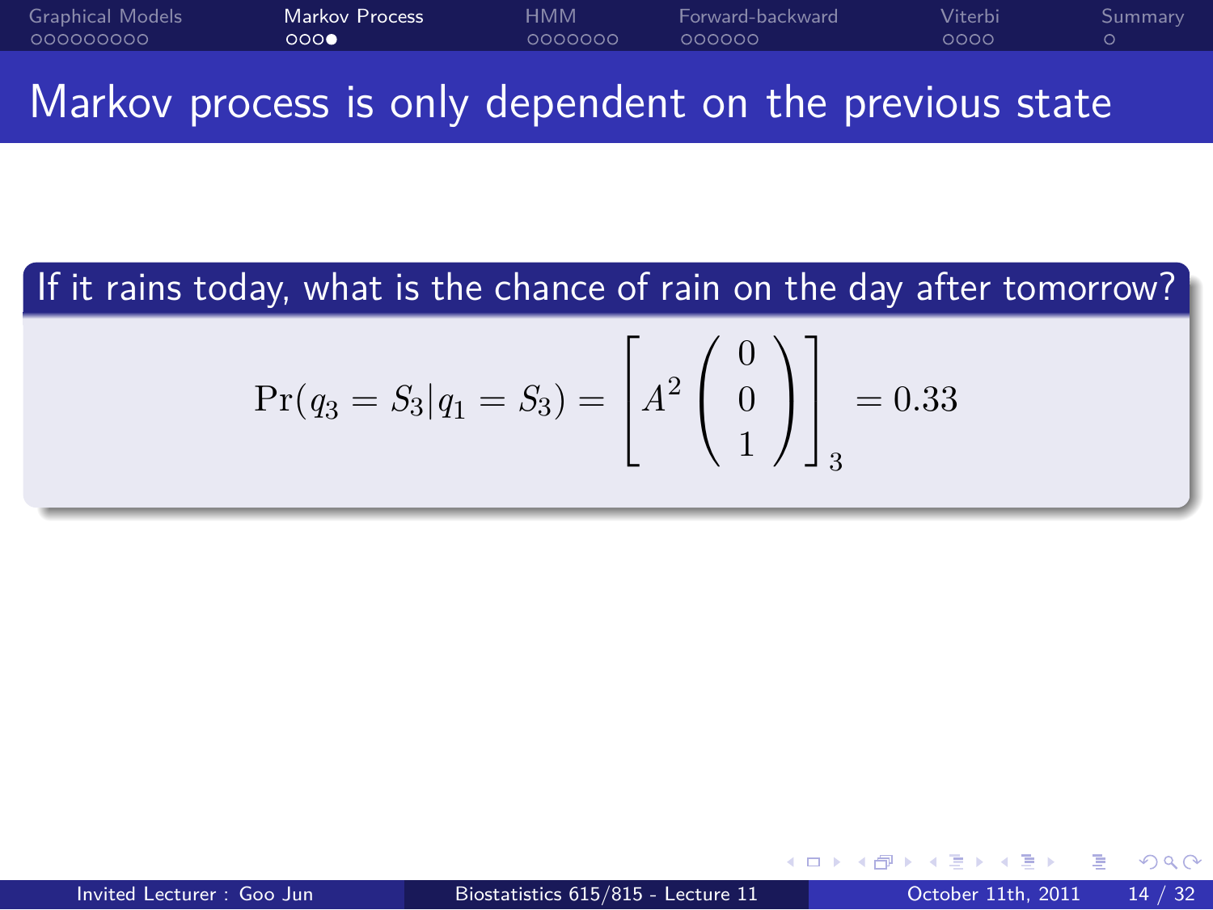# Markov process is only dependent on the previous state

## If it rains today, what is the chance of rain on the day after tomorrow?

$$\Pr(q_3 = S_3 | q_1 = S_3) = \left[ A^2 \begin{pmatrix} 0 \\ 0 \\ 1 \end{pmatrix} \right]_3 = 0.33$$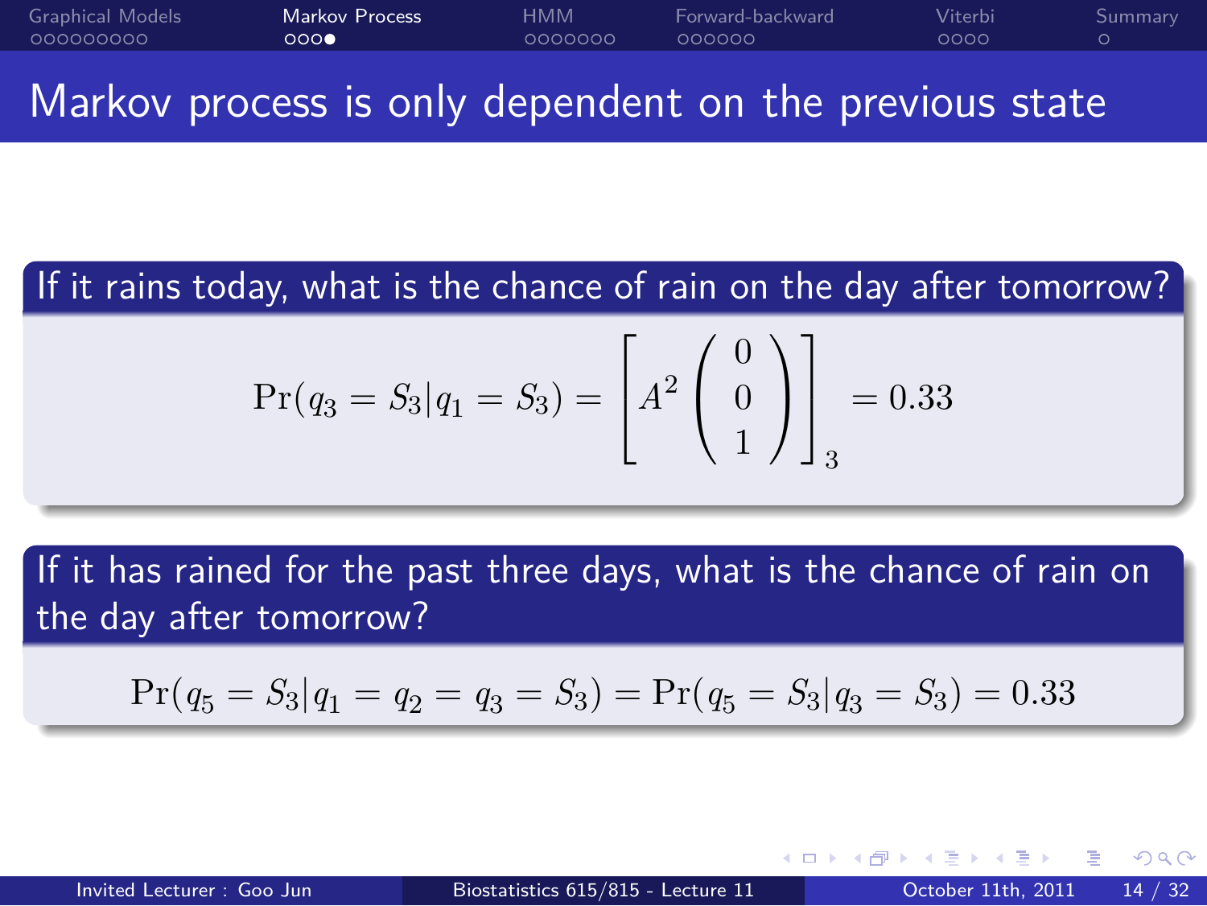# Markov process is only dependent on the previous state

### If it rains today, what is the chance of rain on the day after tomorrow?

$$\Pr(q_3 = S_3 | q_1 = S_3) = \left[ A^2 \begin{pmatrix} 0 \\ 0 \\ 1 \end{pmatrix} \right]_3 = 0.33$$

### If it has rained for the past three days, what is the chance of rain on the day after tomorrow?

$$\Pr(q_5 = S_3 | q_1 = q_2 = q_3 = S_3) = \Pr(q_5 = S_3 | q_3 = S_3) = 0.33$$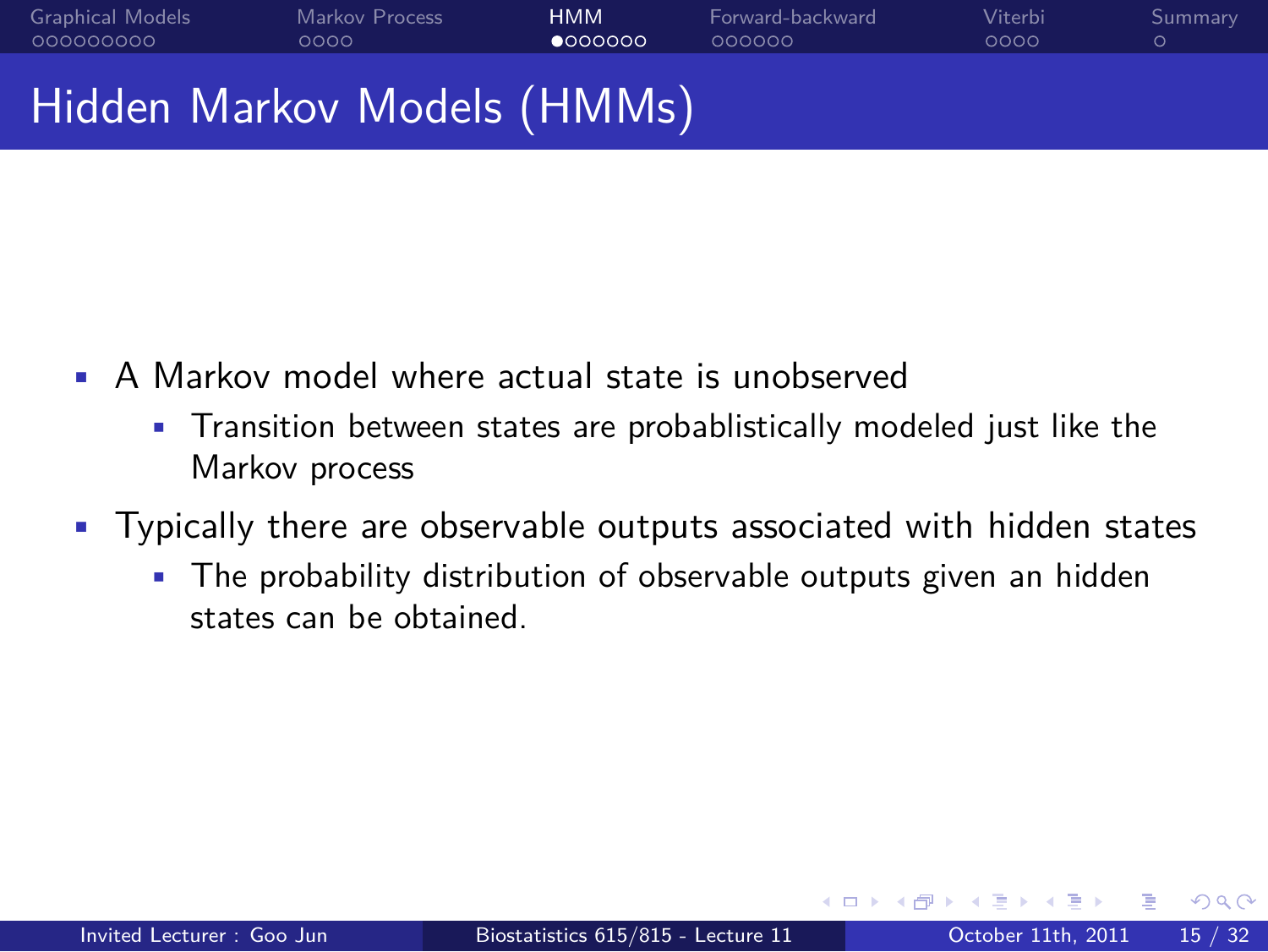# Hidden Markov Models (HMMs)

- A Markov model where actual state is unobserved
  - Transition between states are probablistically modeled just like the Markov process
- Typically there are observable outputs associated with hidden states
  - The probability distribution of observable outputs given an hidden states can be obtained.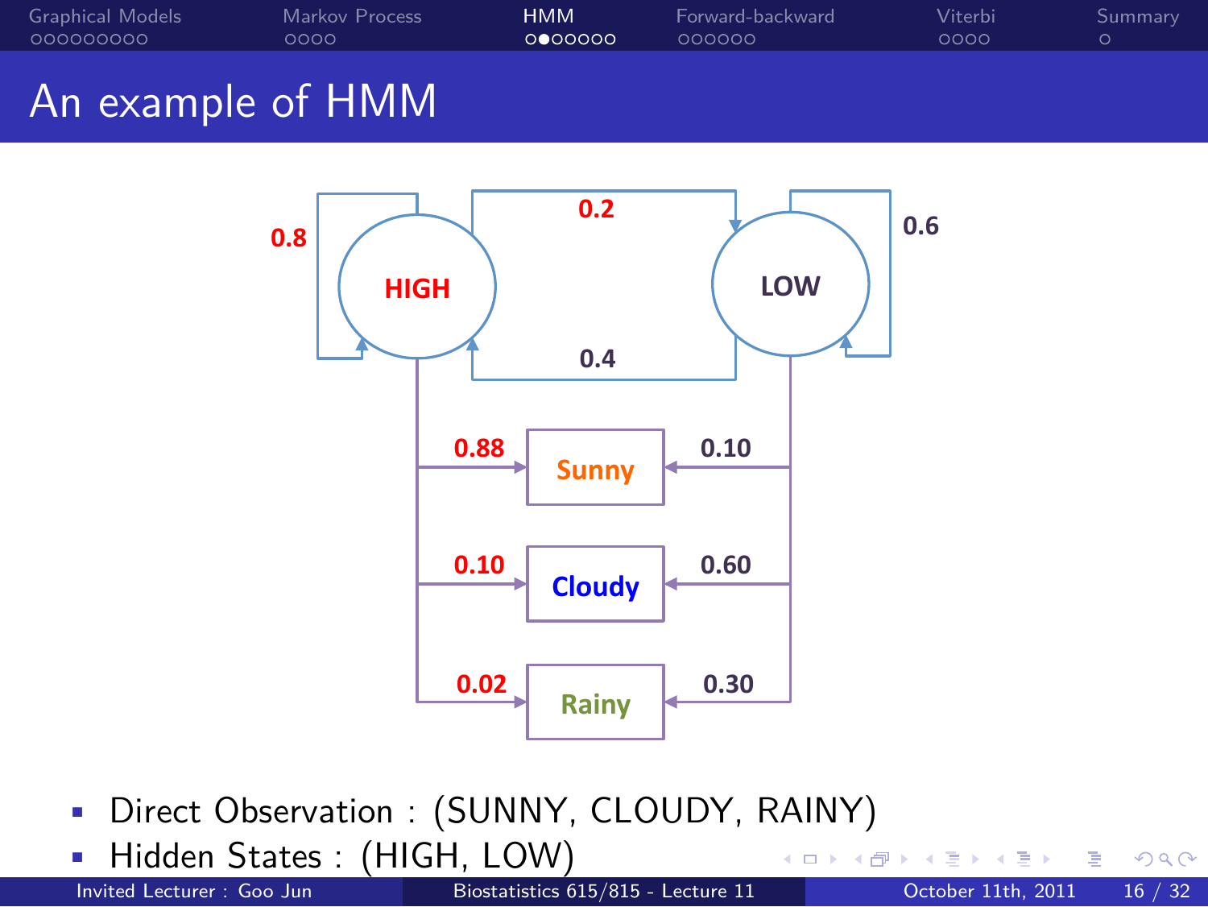# An example of HMM

HIGH → HIGH: 0.8
HIGH → LOW: 0.2
LOW → HIGH: 0.4
LOW → LOW: 0.6

| | HIGH | LOW |
|---|---|---|
| Sunny | 0.88 | 0.10 |
| Cloudy | 0.10 | 0.60 |
| Rainy | 0.02 | 0.30 |

- Direct Observation : (SUNNY, CLOUDY, RAINY)
- Hidden States : (HIGH, LOW)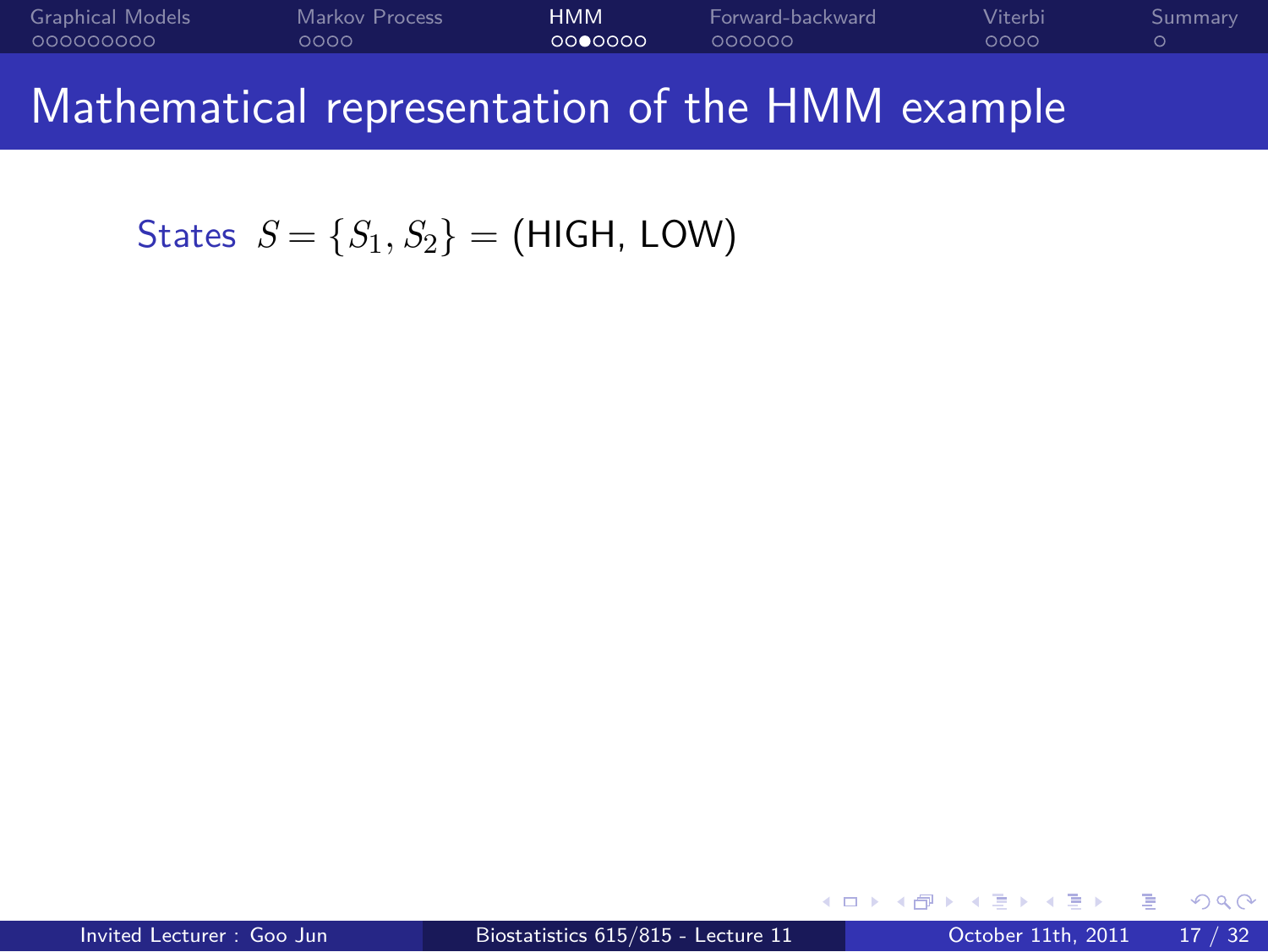# Mathematical representation of the HMM example

States $S = \{S_1, S_2\} = (\text{HIGH, LOW})$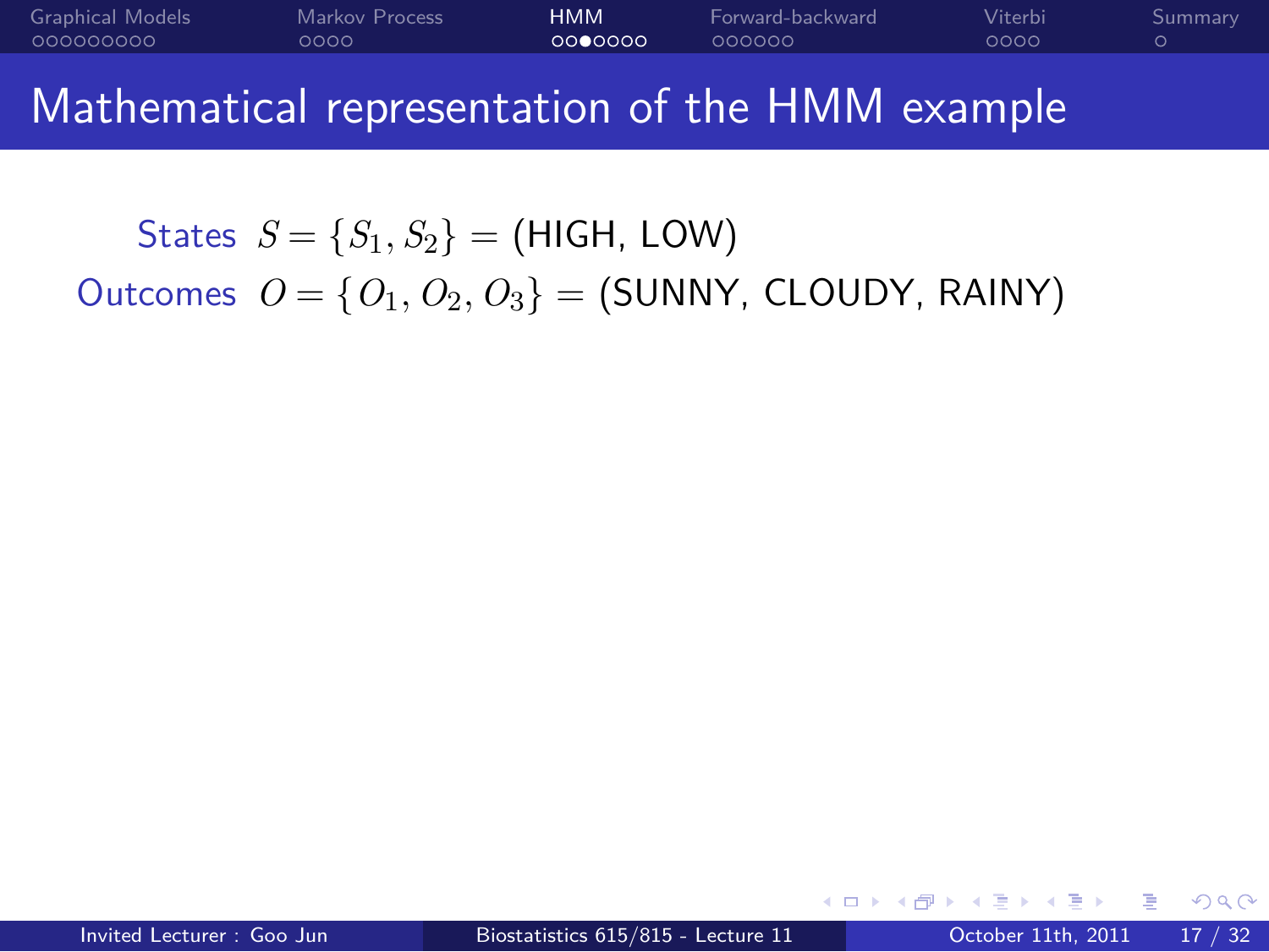# Mathematical representation of the HMM example

States $S = \{S_1, S_2\}$ = (HIGH, LOW)

Outcomes $O = \{O_1, O_2, O_3\}$ = (SUNNY, CLOUDY, RAINY)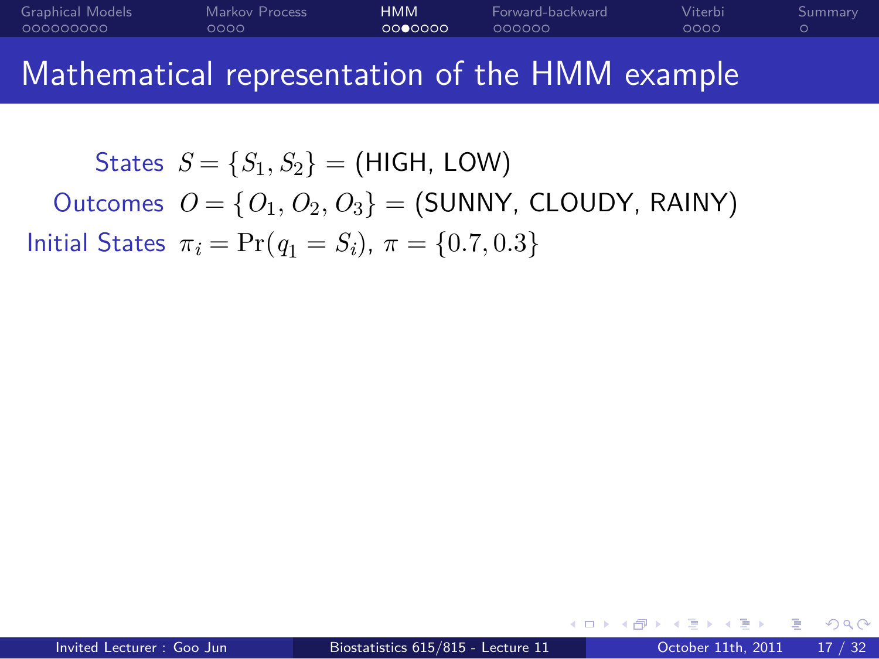# Mathematical representation of the HMM example

**States** $S = \{S_1, S_2\}$ = (HIGH, LOW)

**Outcomes** $O = \{O_1, O_2, O_3\}$ = (SUNNY, CLOUDY, RAINY)

**Initial States** $\pi_i = \Pr(q_1 = S_i)$, $\pi = \{0.7, 0.3\}$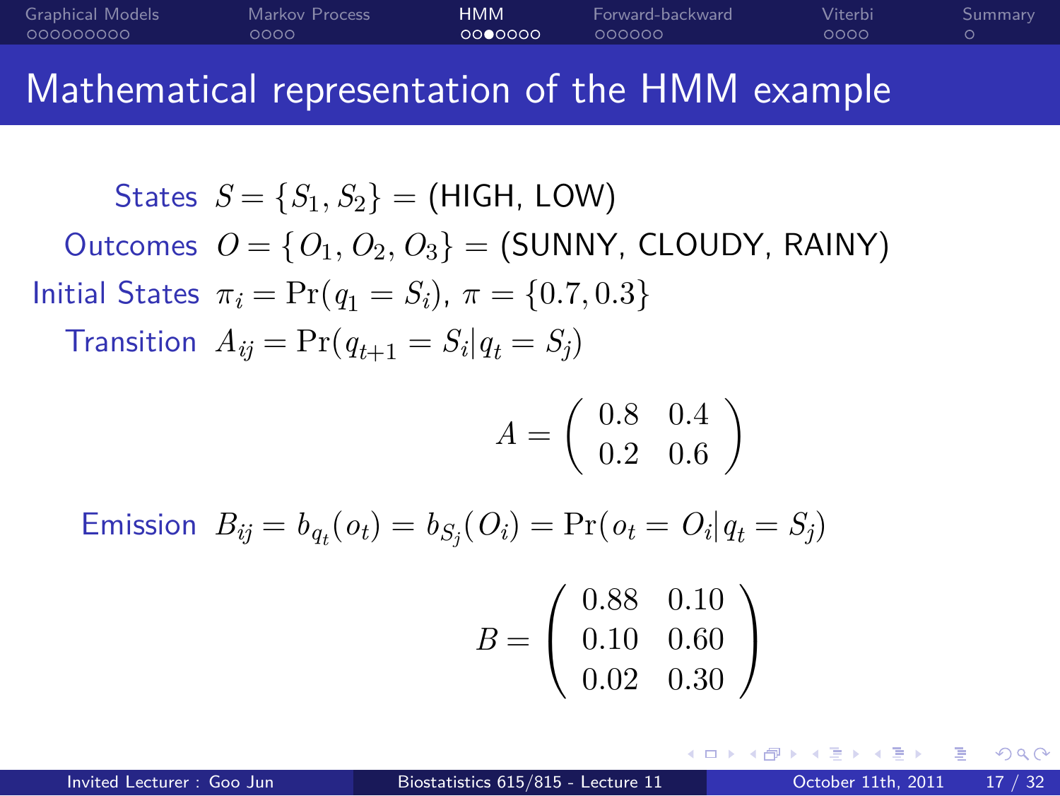# Mathematical representation of the HMM example

**States** $S = \{S_1, S_2\} =$ (HIGH, LOW)

**Outcomes** $O = \{O_1, O_2, O_3\} =$ (SUNNY, CLOUDY, RAINY)

**Initial States** $\pi_i = \Pr(q_1 = S_i)$, $\pi = \{0.7, 0.3\}$

**Transition** $A_{ij} = \Pr(q_{t+1} = S_i | q_t = S_j)$

$$A = \begin{pmatrix} 0.8 & 0.4 \\ 0.2 & 0.6 \end{pmatrix}$$

**Emission** $B_{ij} = b_{q_t}(o_t) = b_{S_j}(O_i) = \Pr(o_t = O_i | q_t = S_j)$

$$B = \begin{pmatrix} 0.88 & 0.10 \\ 0.10 & 0.60 \\ 0.02 & 0.30 \end{pmatrix}$$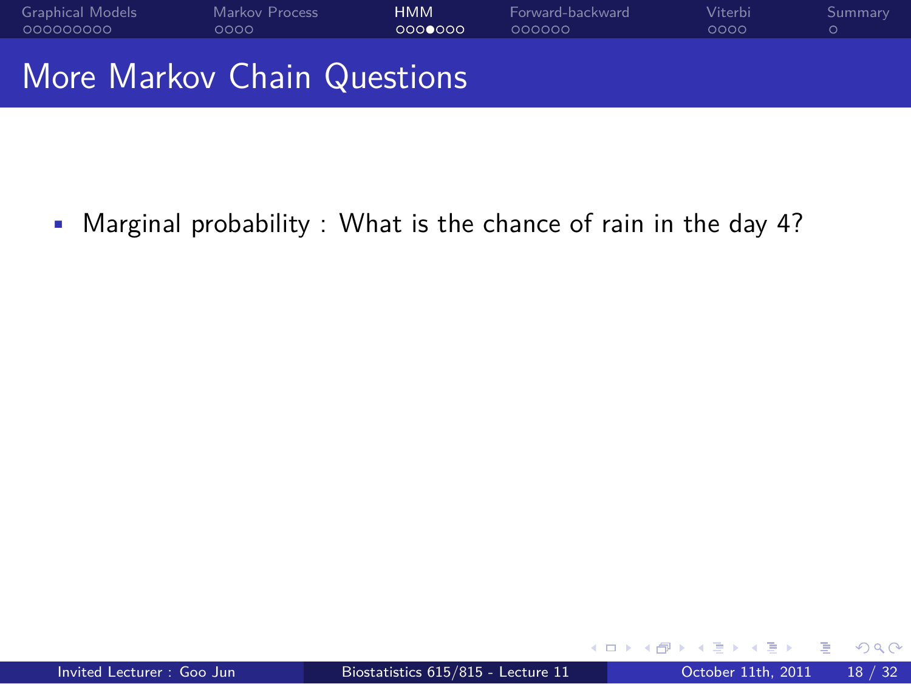# More Markov Chain Questions

- Marginal probability : What is the chance of rain in the day 4?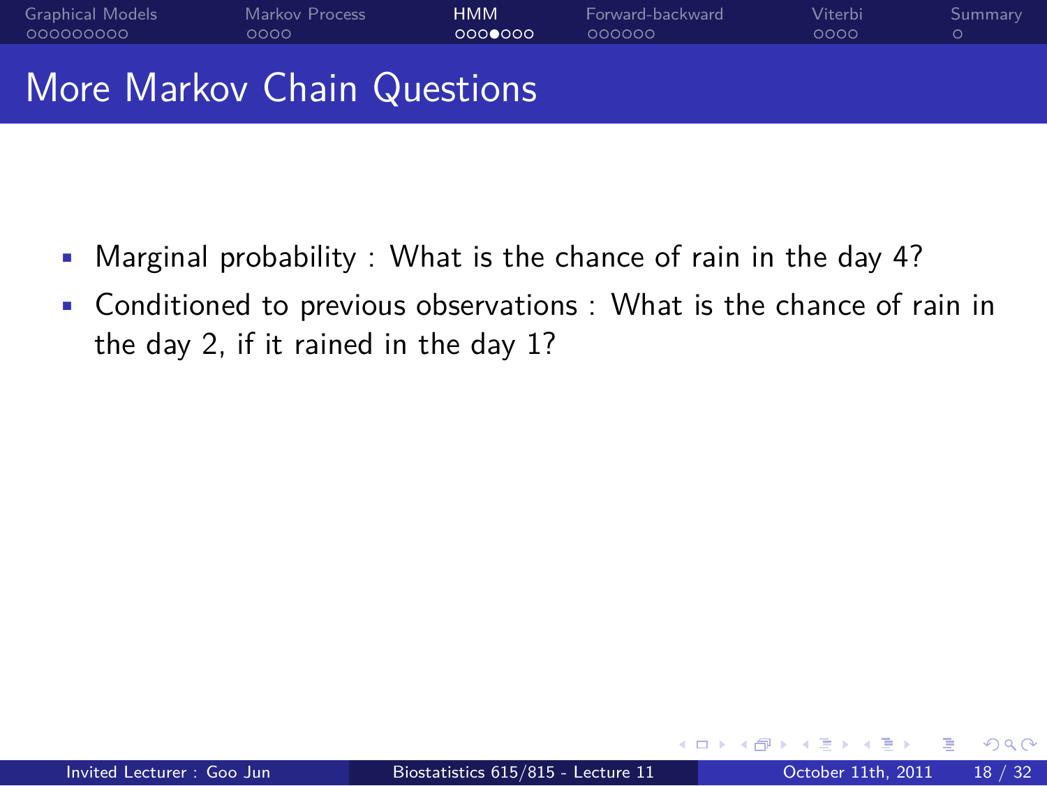# More Markov Chain Questions

- Marginal probability : What is the chance of rain in the day 4?
- Conditioned to previous observations : What is the chance of rain in the day 2, if it rained in the day 1?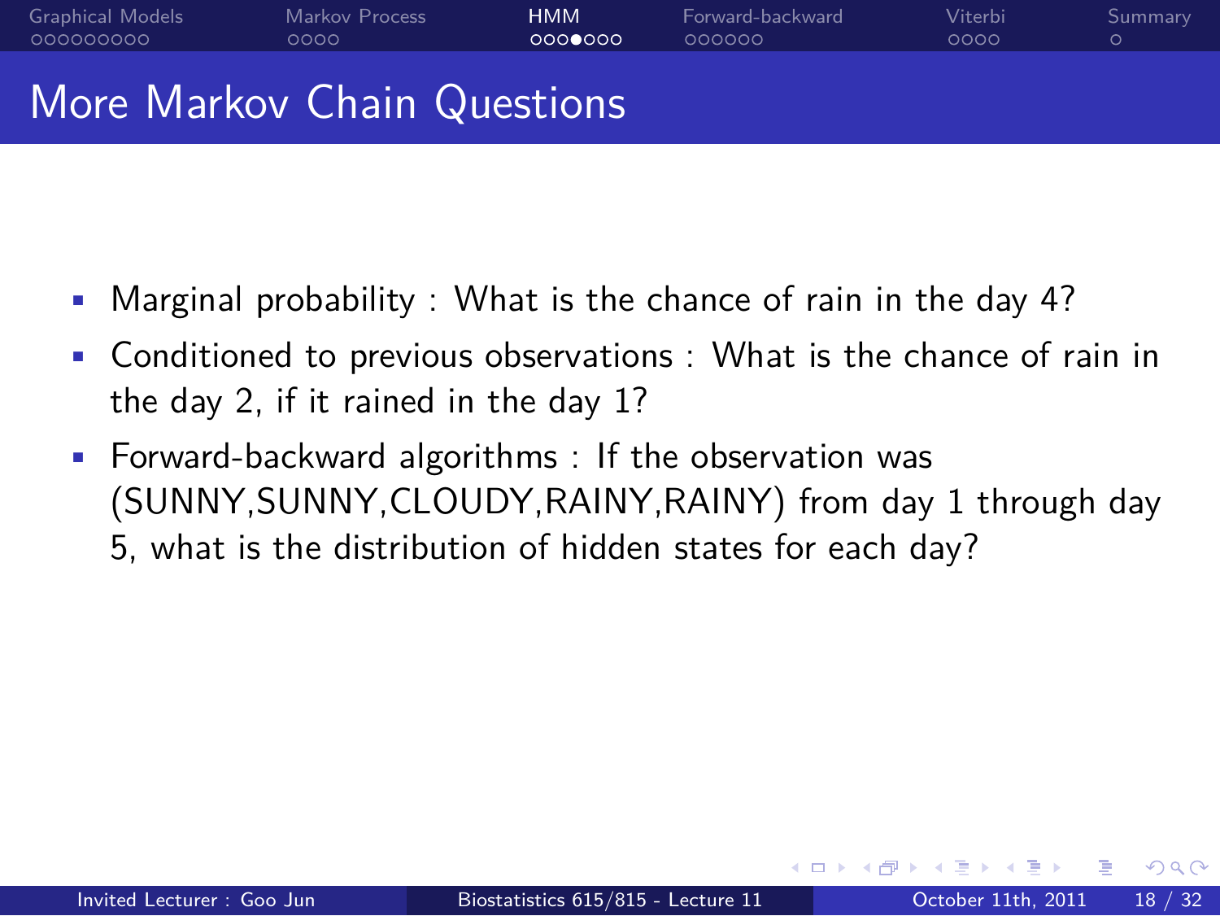# More Markov Chain Questions

- Marginal probability : What is the chance of rain in the day 4?
- Conditioned to previous observations : What is the chance of rain in the day 2, if it rained in the day 1?
- Forward-backward algorithms : If the observation was (SUNNY,SUNNY,CLOUDY,RAINY,RAINY) from day 1 through day 5, what is the distribution of hidden states for each day?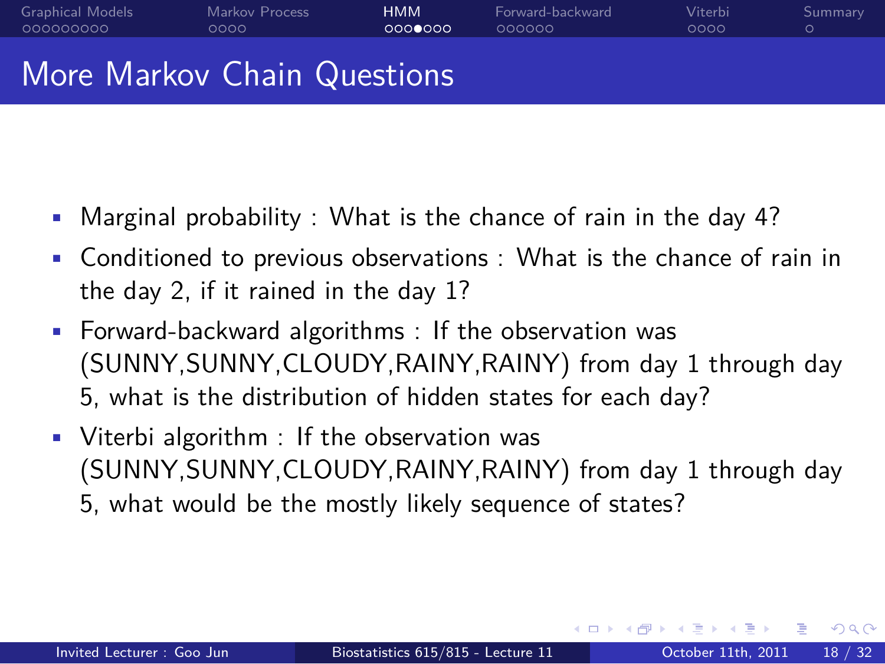# More Markov Chain Questions

- Marginal probability : What is the chance of rain in the day 4?
- Conditioned to previous observations : What is the chance of rain in the day 2, if it rained in the day 1?
- Forward-backward algorithms : If the observation was (SUNNY,SUNNY,CLOUDY,RAINY,RAINY) from day 1 through day 5, what is the distribution of hidden states for each day?
- Viterbi algorithm : If the observation was (SUNNY,SUNNY,CLOUDY,RAINY,RAINY) from day 1 through day 5, what would be the mostly likely sequence of states?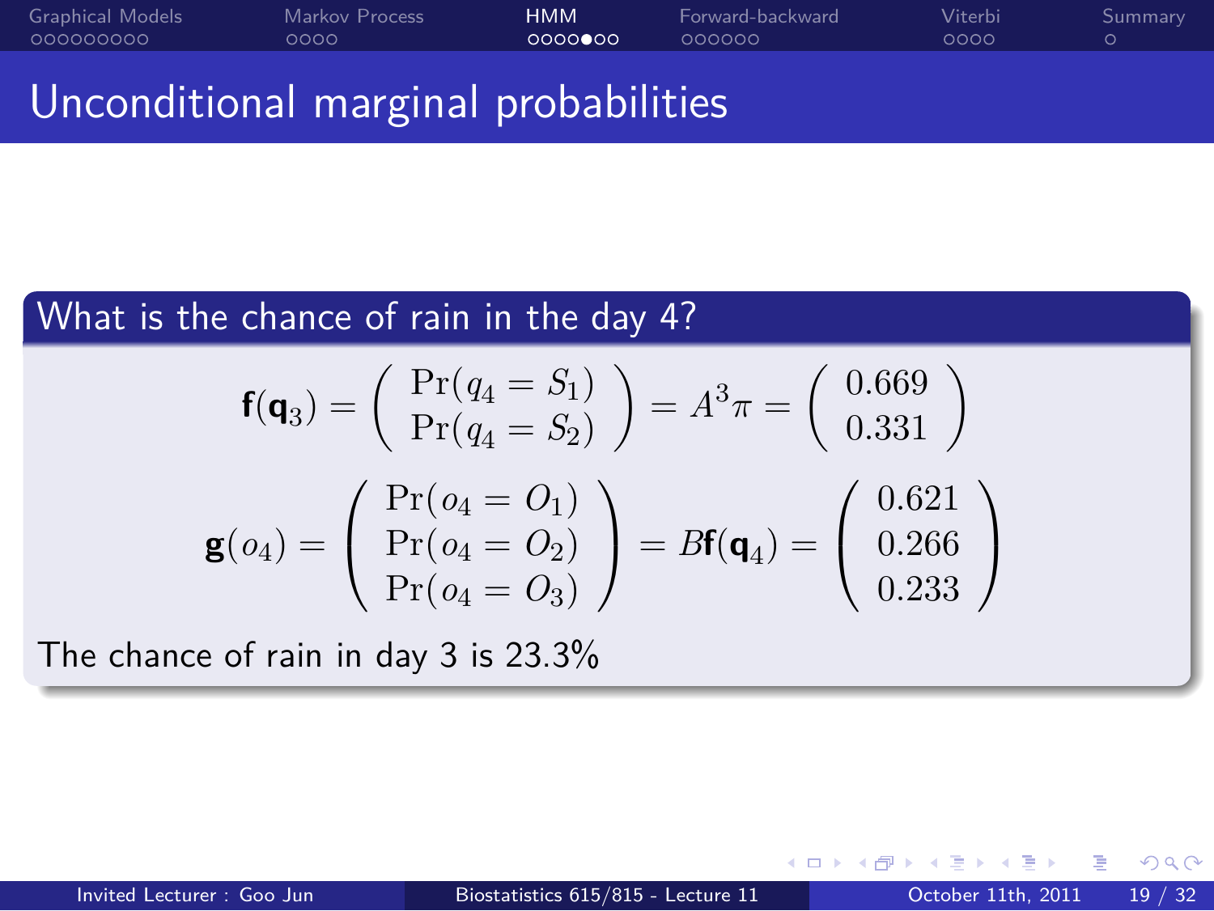# Unconditional marginal probabilities

## What is the chance of rain in the day 4?

$$\mathbf{f}(\mathbf{q}_3) = \begin{pmatrix} \Pr(q_4 = S_1) \\ \Pr(q_4 = S_2) \end{pmatrix} = A^3\pi = \begin{pmatrix} 0.669 \\ 0.331 \end{pmatrix}$$

$$\mathbf{g}(o_4) = \begin{pmatrix} \Pr(o_4 = O_1) \\ \Pr(o_4 = O_2) \\ \Pr(o_4 = O_3) \end{pmatrix} = B\mathbf{f}(\mathbf{q}_4) = \begin{pmatrix} 0.621 \\ 0.266 \\ 0.233 \end{pmatrix}$$

The chance of rain in day 3 is 23.3%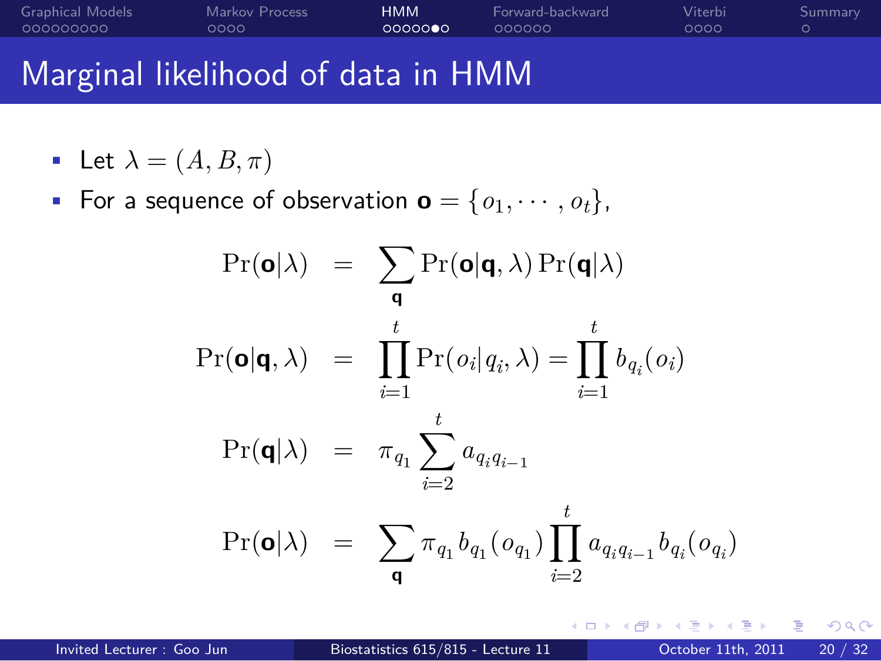# Marginal likelihood of data in HMM

- Let $\lambda = (A, B, \pi)$
- For a sequence of observation $\mathbf{o} = \{o_1, \cdots, o_t\}$,

$$
\begin{aligned}
\Pr(\mathbf{o}|\lambda) &= \sum_{\mathbf{q}} \Pr(\mathbf{o}|\mathbf{q}, \lambda) \Pr(\mathbf{q}|\lambda) \\
\Pr(\mathbf{o}|\mathbf{q}, \lambda) &= \prod_{i=1}^{t} \Pr(o_i|q_i, \lambda) = \prod_{i=1}^{t} b_{q_i}(o_i) \\
\Pr(\mathbf{q}|\lambda) &= \pi_{q_1} \sum_{i=2}^{t} a_{q_i q_{i-1}} \\
\Pr(\mathbf{o}|\lambda) &= \sum_{\mathbf{q}} \pi_{q_1} b_{q_1}(o_{q_1}) \prod_{i=2}^{t} a_{q_i q_{i-1}} b_{q_i}(o_{q_i})
\end{aligned}
$$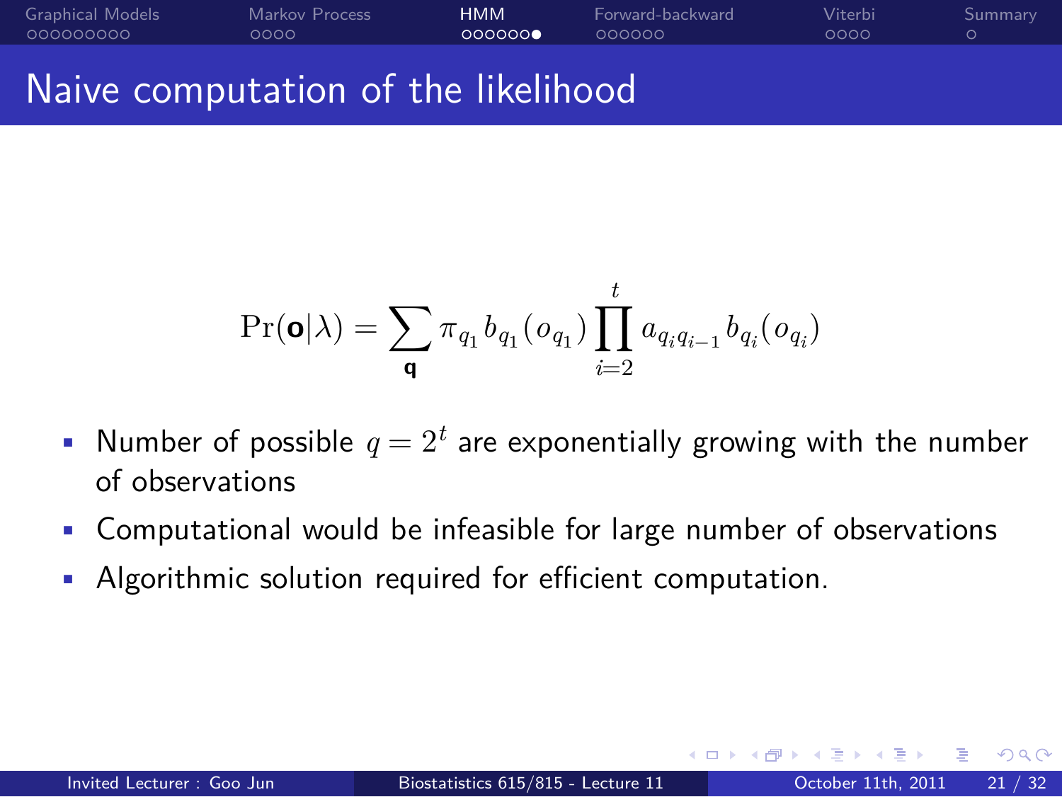# Naive computation of the likelihood

$$\Pr(\mathbf{o}|\lambda) = \sum_{\mathbf{q}} \pi_{q_1} b_{q_1}(o_{q_1}) \prod_{i=2}^{t} a_{q_i q_{i-1}} b_{q_i}(o_{q_i})$$

- Number of possible $q = 2^t$ are exponentially growing with the number of observations
- Computational would be infeasible for large number of observations
- Algorithmic solution required for efficient computation.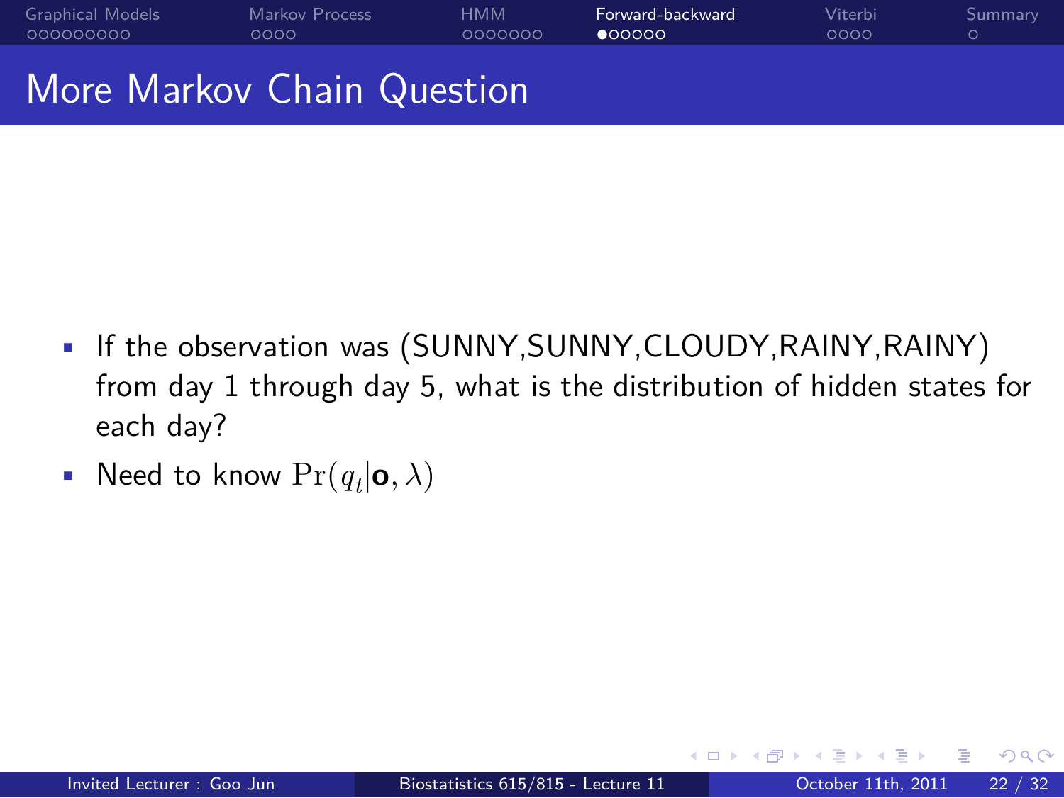# More Markov Chain Question

- If the observation was (SUNNY,SUNNY,CLOUDY,RAINY,RAINY) from day 1 through day 5, what is the distribution of hidden states for each day?
- Need to know $\Pr(q_t|\mathbf{o}, \lambda)$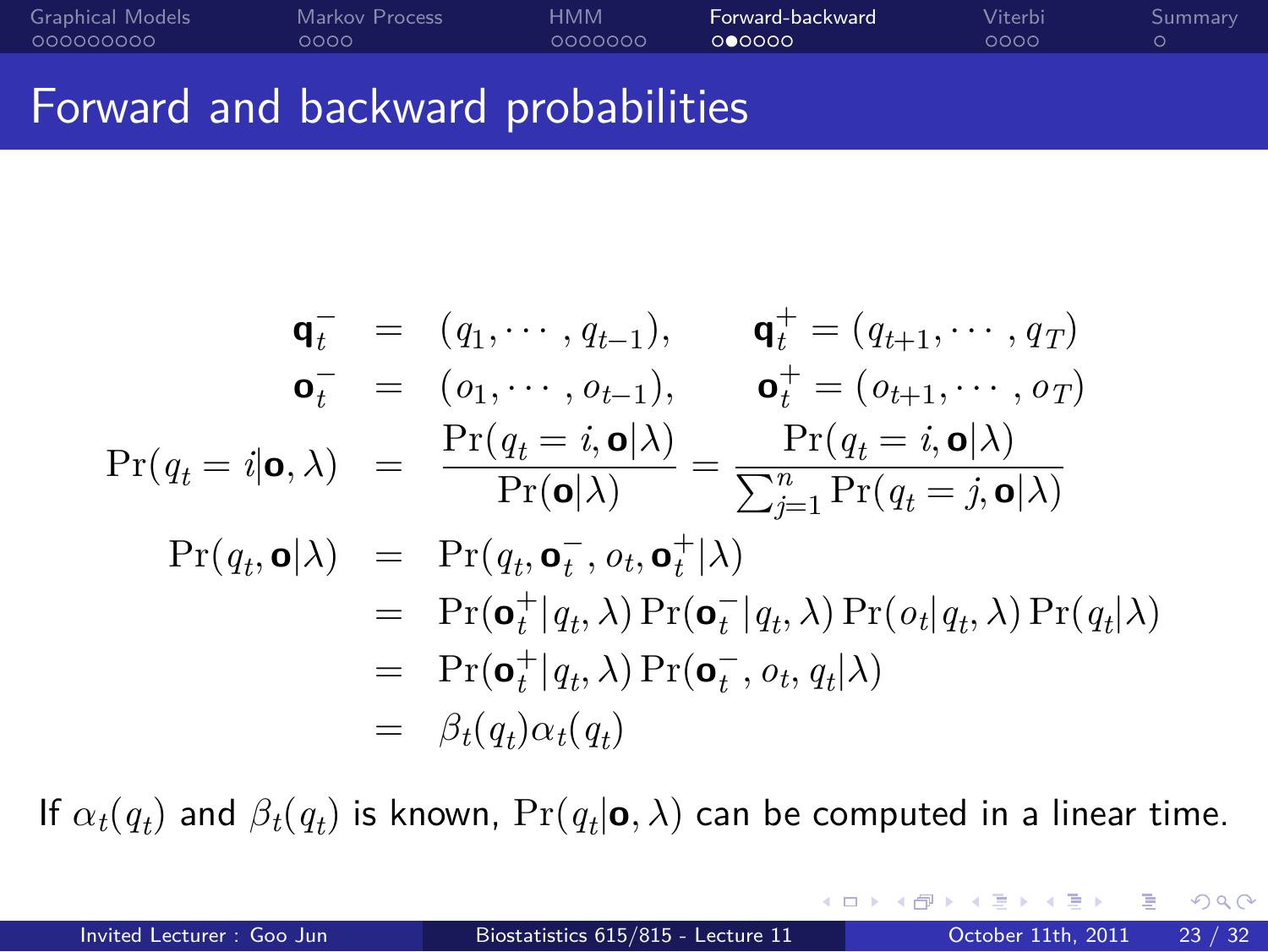# Forward and backward probabilities

$$
\begin{aligned}
\mathbf{q}_t^- &= (q_1, \cdots, q_{t-1}), \qquad \mathbf{q}_t^+ = (q_{t+1}, \cdots, q_T) \\
\mathbf{o}_t^- &= (o_1, \cdots, o_{t-1}), \qquad \mathbf{o}_t^+ = (o_{t+1}, \cdots, o_T) \\
\Pr(q_t = i | \mathbf{o}, \lambda) &= \frac{\Pr(q_t = i, \mathbf{o} | \lambda)}{\Pr(\mathbf{o}|\lambda)} = \frac{\Pr(q_t = i, \mathbf{o}|\lambda)}{\sum_{j=1}^{n} \Pr(q_t = j, \mathbf{o}|\lambda)} \\
\Pr(q_t, \mathbf{o}|\lambda) &= \Pr(q_t, \mathbf{o}_t^-, o_t, \mathbf{o}_t^+ | \lambda) \\
&= \Pr(\mathbf{o}_t^+ | q_t, \lambda) \Pr(\mathbf{o}_t^- | q_t, \lambda) \Pr(o_t | q_t, \lambda) \Pr(q_t | \lambda) \\
&= \Pr(\mathbf{o}_t^+ | q_t, \lambda) \Pr(\mathbf{o}_t^-, o_t, q_t | \lambda) \\
&= \beta_t(q_t) \alpha_t(q_t)
\end{aligned}
$$

If $\alpha_t(q_t)$ and $\beta_t(q_t)$ is known, $\Pr(q_t | \mathbf{o}, \lambda)$ can be computed in a linear time.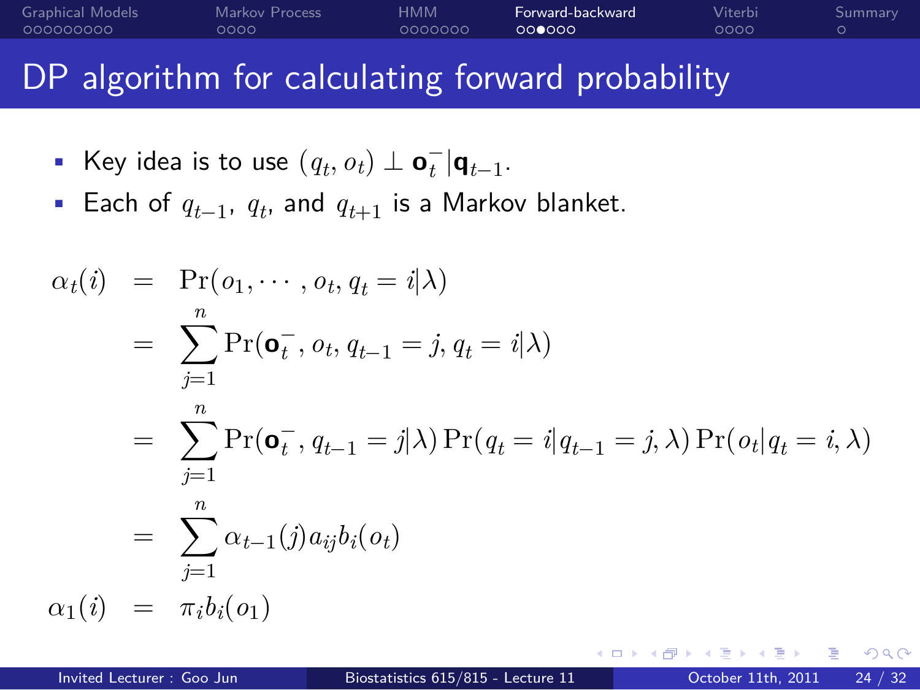# DP algorithm for calculating forward probability

- Key idea is to use $(q_t, o_t) \perp \mathbf{o}_t^- | \mathbf{q}_{t-1}$.
- Each of $q_{t-1}$, $q_t$, and $q_{t+1}$ is a Markov blanket.

$$
\begin{aligned}
\alpha_t(i) &= \Pr(o_1, \cdots, o_t, q_t = i|\lambda) \\
&= \sum_{j=1}^{n} \Pr(\mathbf{o}_t^-, o_t, q_{t-1} = j, q_t = i|\lambda) \\
&= \sum_{j=1}^{n} \Pr(\mathbf{o}_t^-, q_{t-1} = j|\lambda) \Pr(q_t = i|q_{t-1} = j, \lambda) \Pr(o_t|q_t = i, \lambda) \\
&= \sum_{j=1}^{n} \alpha_{t-1}(j) a_{ij} b_i(o_t) \\
\alpha_1(i) &= \pi_i b_i(o_1)
\end{aligned}
$$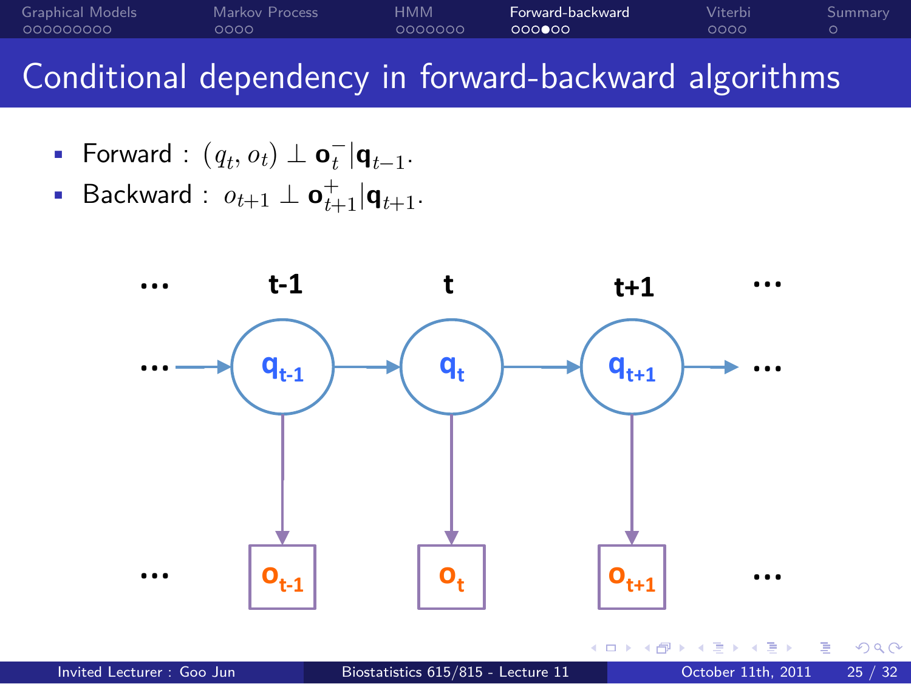# Conditional dependency in forward-backward algorithms

- Forward : $(q_t, o_t) \perp \mathbf{o}_t^- | \mathbf{q}_{t-1}$.
- Backward : $o_{t+1} \perp \mathbf{o}_{t+1}^+ | \mathbf{q}_{t+1}$.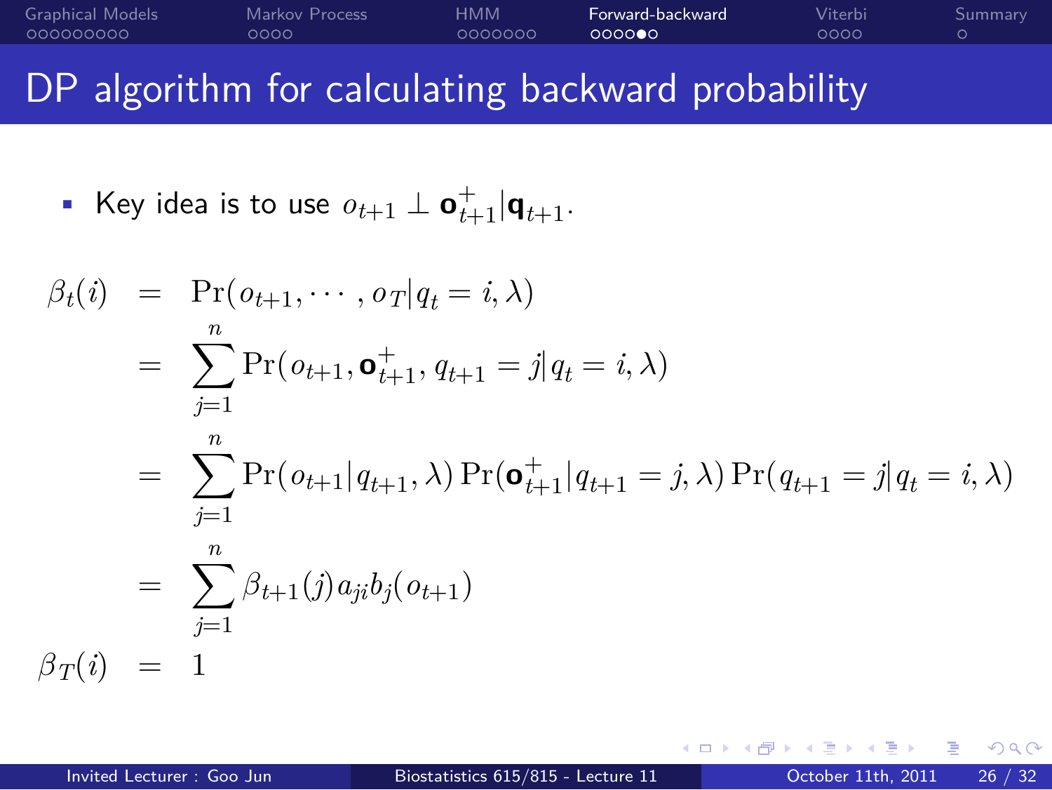# DP algorithm for calculating backward probability

- Key idea is to use $o_{t+1} \perp \mathbf{o}_{t+1}^{+} | \mathbf{q}_{t+1}$.

$$
\begin{aligned}
\beta_t(i) &= \Pr(o_{t+1}, \cdots, o_T | q_t = i, \lambda) \\
&= \sum_{j=1}^{n} \Pr(o_{t+1}, \mathbf{o}_{t+1}^{+}, q_{t+1} = j | q_t = i, \lambda) \\
&= \sum_{j=1}^{n} \Pr(o_{t+1} | q_{t+1}, \lambda) \Pr(\mathbf{o}_{t+1}^{+} | q_{t+1} = j, \lambda) \Pr(q_{t+1} = j | q_t = i, \lambda) \\
&= \sum_{j=1}^{n} \beta_{t+1}(j) a_{ji} b_j(o_{t+1}) \\
\beta_T(i) &= 1
\end{aligned}
$$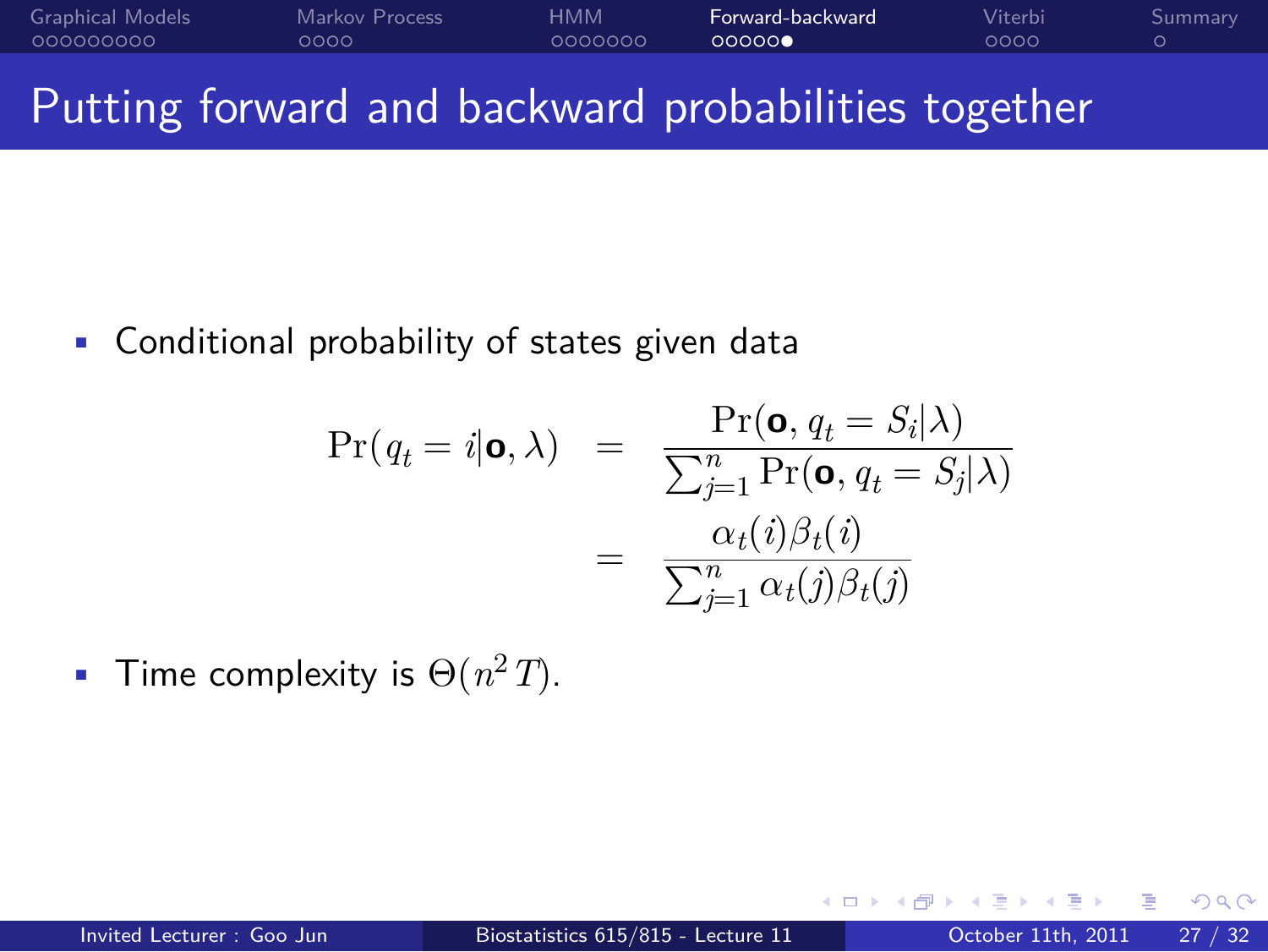# Putting forward and backward probabilities together

- Conditional probability of states given data

$$
\begin{aligned}
\Pr(q_t = i | \mathbf{o}, \lambda) &= \frac{\Pr(\mathbf{o}, q_t = S_i | \lambda)}{\sum_{j=1}^{n} \Pr(\mathbf{o}, q_t = S_j | \lambda)} \\
&= \frac{\alpha_t(i)\beta_t(i)}{\sum_{j=1}^{n} \alpha_t(j)\beta_t(j)}
\end{aligned}
$$

- Time complexity is $\Theta(n^2 T)$.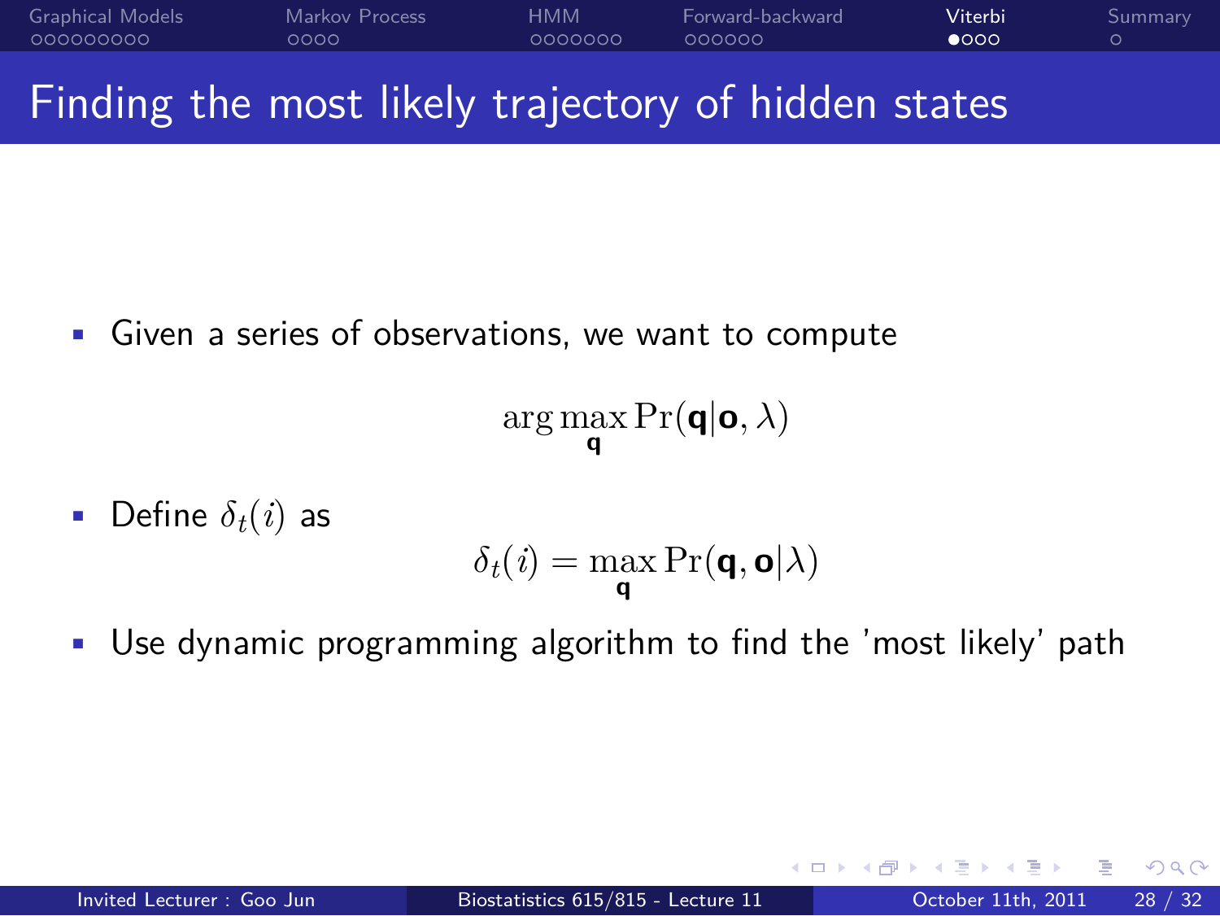# Finding the most likely trajectory of hidden states

- Given a series of observations, we want to compute

$$\arg\max_{\mathbf{q}} \Pr(\mathbf{q}|\mathbf{o}, \lambda)$$

- Define $\delta_t(i)$ as

$$\delta_t(i) = \max_{\mathbf{q}} \Pr(\mathbf{q}, \mathbf{o}|\lambda)$$

- Use dynamic programming algorithm to find the 'most likely' path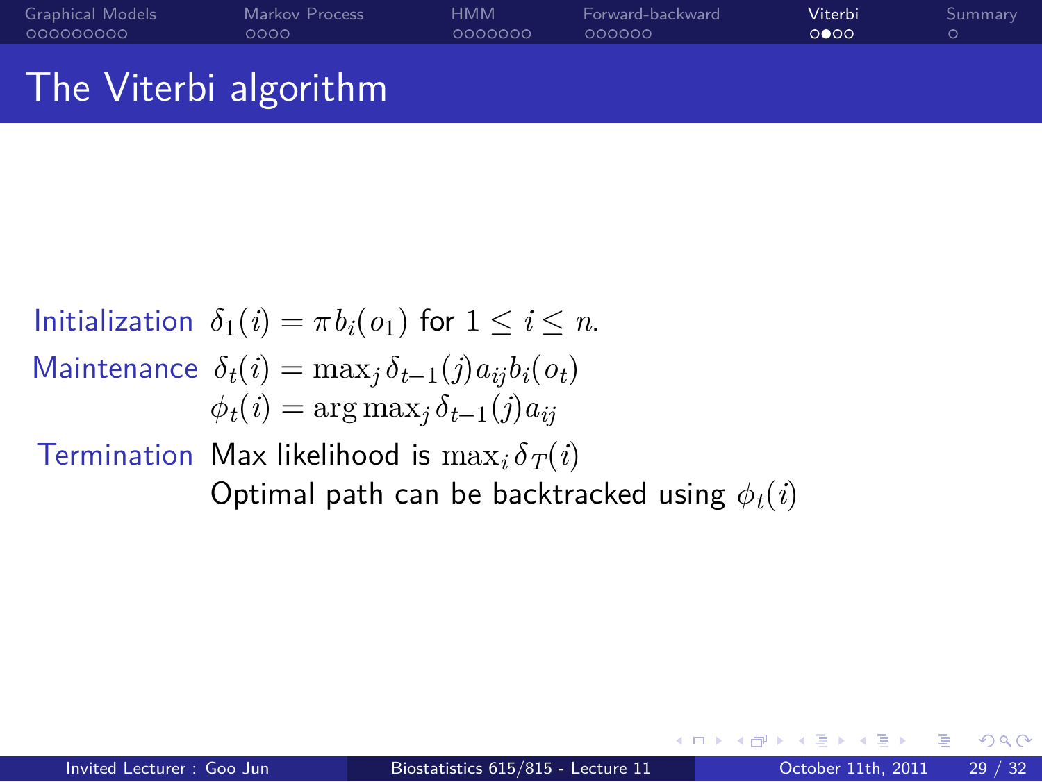# The Viterbi algorithm

**Initialization** $\delta_1(i) = \pi b_i(o_1)$ for $1 \leq i \leq n$.

**Maintenance** $\delta_t(i) = \max_j \delta_{t-1}(j) a_{ij} b_i(o_t)$

$\phi_t(i) = \arg\max_j \delta_{t-1}(j) a_{ij}$

**Termination** Max likelihood is $\max_i \delta_T(i)$

Optimal path can be backtracked using $\phi_t(i)$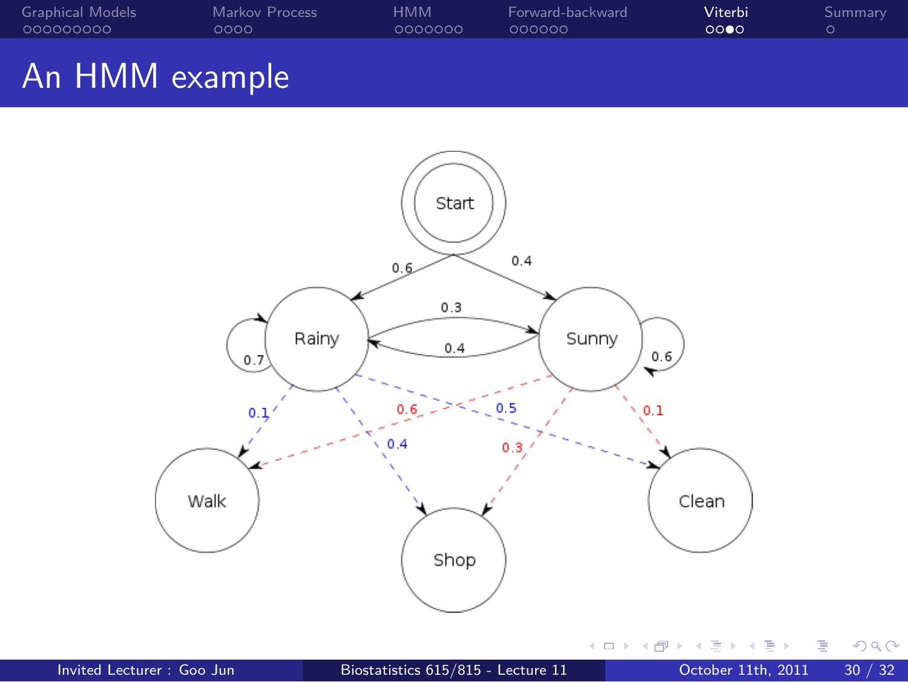# An HMM example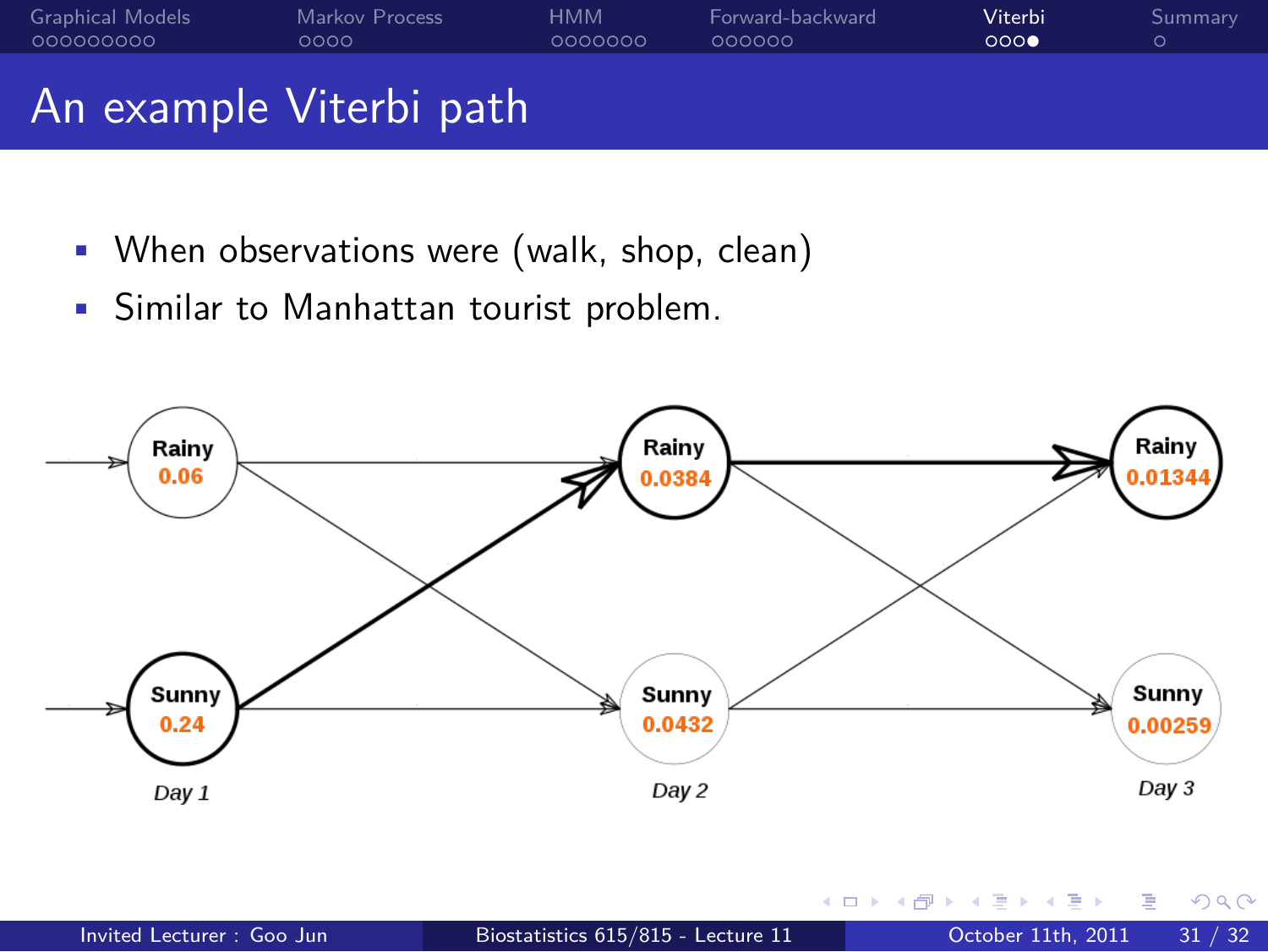# An example Viterbi path

- When observations were (walk, shop, clean)
- Similar to Manhattan tourist problem.

Rainy 0.06 | Rainy 0.0384 | Rainy 0.01344

Sunny 0.24 | Sunny 0.0432 | Sunny 0.00259

*Day 1* | *Day 2* | *Day 3*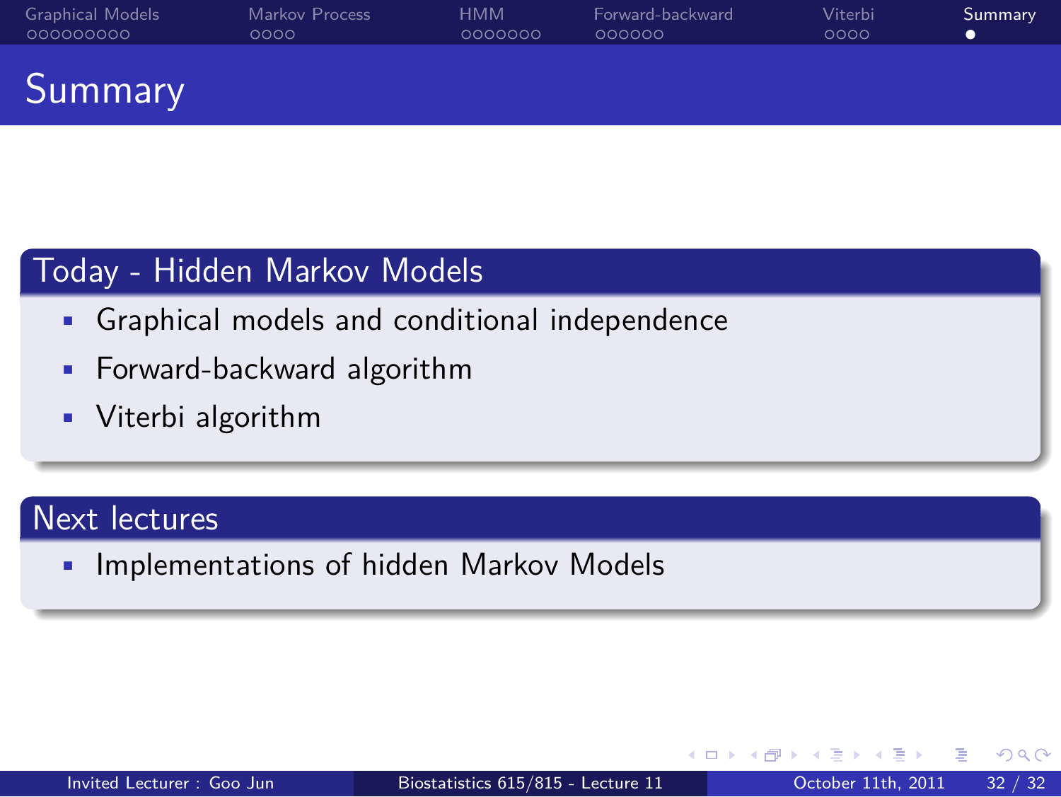# Summary

## Today - Hidden Markov Models

- Graphical models and conditional independence
- Forward-backward algorithm
- Viterbi algorithm

## Next lectures

- Implementations of hidden Markov Models